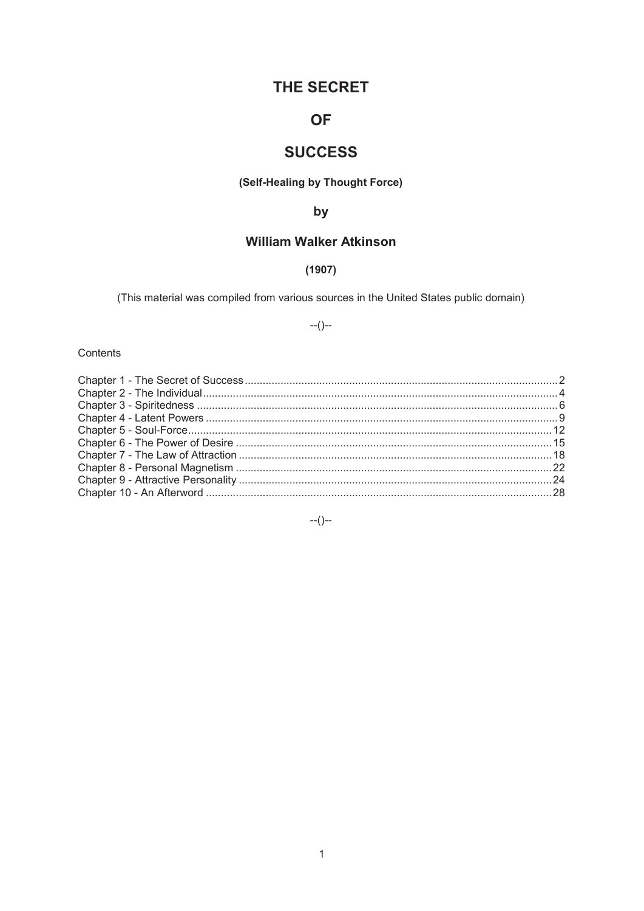# THE SECRET

# OF

# SUCCESS

**(Self-Healing by Thought Force)**

**by**

## William Walker Atkinson

**(1907)**

(This material was compiled from various sources in the United States public domain)

--()--

Contents

Chapter 1 - The Secret of Success .......... 2
Chapter 2 - The Individual .......... 4
Chapter 3 - Spiritedness .......... 6
Chapter 4 - Latent Powers .......... 9
Chapter 5 - Soul-Force .......... 12
Chapter 6 - The Power of Desire .......... 15
Chapter 7 - The Law of Attraction .......... 18
Chapter 8 - Personal Magnetism .......... 22
Chapter 9 - Attractive Personality .......... 24
Chapter 10 - An Afterword .......... 28

--()--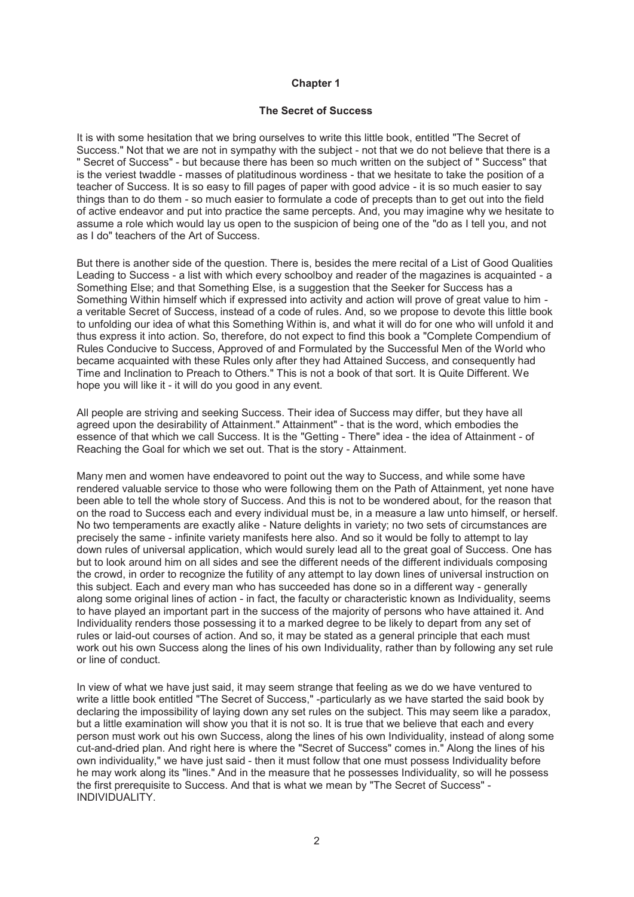# Chapter 1

## The Secret of Success

It is with some hesitation that we bring ourselves to write this little book, entitled "The Secret of Success." Not that we are not in sympathy with the subject - not that we do not believe that there is a " Secret of Success" - but because there has been so much written on the subject of " Success" that is the veriest twaddle - masses of platitudinous wordiness - that we hesitate to take the position of a teacher of Success. It is so easy to fill pages of paper with good advice - it is so much easier to say things than to do them - so much easier to formulate a code of precepts than to get out into the field of active endeavor and put into practice the same percepts. And, you may imagine why we hesitate to assume a role which would lay us open to the suspicion of being one of the "do as I tell you, and not as I do" teachers of the Art of Success.

But there is another side of the question. There is, besides the mere recital of a List of Good Qualities Leading to Success - a list with which every schoolboy and reader of the magazines is acquainted - a Something Else; and that Something Else, is a suggestion that the Seeker for Success has a Something Within himself which if expressed into activity and action will prove of great value to him - a veritable Secret of Success, instead of a code of rules. And, so we propose to devote this little book to unfolding our idea of what this Something Within is, and what it will do for one who will unfold it and thus express it into action. So, therefore, do not expect to find this book a "Complete Compendium of Rules Conducive to Success, Approved of and Formulated by the Successful Men of the World who became acquainted with these Rules only after they had Attained Success, and consequently had Time and Inclination to Preach to Others." This is not a book of that sort. It is Quite Different. We hope you will like it - it will do you good in any event.

All people are striving and seeking Success. Their idea of Success may differ, but they have all agreed upon the desirability of Attainment." Attainment" - that is the word, which embodies the essence of that which we call Success. It is the "Getting - There" idea - the idea of Attainment - of Reaching the Goal for which we set out. That is the story - Attainment.

Many men and women have endeavored to point out the way to Success, and while some have rendered valuable service to those who were following them on the Path of Attainment, yet none have been able to tell the whole story of Success. And this is not to be wondered about, for the reason that on the road to Success each and every individual must be, in a measure a law unto himself, or herself. No two temperaments are exactly alike - Nature delights in variety; no two sets of circumstances are precisely the same - infinite variety manifests here also. And so it would be folly to attempt to lay down rules of universal application, which would surely lead all to the great goal of Success. One has but to look around him on all sides and see the different needs of the different individuals composing the crowd, in order to recognize the futility of any attempt to lay down lines of universal instruction on this subject. Each and every man who has succeeded has done so in a different way - generally along some original lines of action - in fact, the faculty or characteristic known as Individuality, seems to have played an important part in the success of the majority of persons who have attained it. And Individuality renders those possessing it to a marked degree to be likely to depart from any set of rules or laid-out courses of action. And so, it may be stated as a general principle that each must work out his own Success along the lines of his own Individuality, rather than by following any set rule or line of conduct.

In view of what we have just said, it may seem strange that feeling as we do we have ventured to write a little book entitled "The Secret of Success," -particularly as we have started the said book by declaring the impossibility of laying down any set rules on the subject. This may seem like a paradox, but a little examination will show you that it is not so. It is true that we believe that each and every person must work out his own Success, along the lines of his own Individuality, instead of along some cut-and-dried plan. And right here is where the "Secret of Success" comes in." Along the lines of his own individuality," we have just said - then it must follow that one must possess Individuality before he may work along its "lines." And in the measure that he possesses Individuality, so will he possess the first prerequisite to Success. And that is what we mean by "The Secret of Success" - INDIVIDUALITY.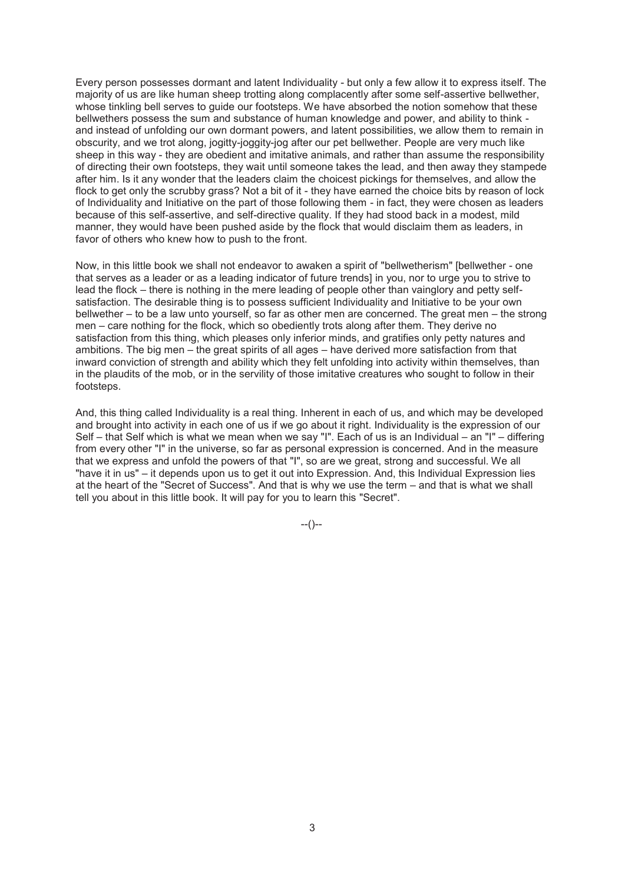Every person possesses dormant and latent Individuality - but only a few allow it to express itself. The majority of us are like human sheep trotting along complacently after some self-assertive bellwether, whose tinkling bell serves to guide our footsteps. We have absorbed the notion somehow that these bellwethers possess the sum and substance of human knowledge and power, and ability to think - and instead of unfolding our own dormant powers, and latent possibilities, we allow them to remain in obscurity, and we trot along, jogitty-joggity-jog after our pet bellwether. People are very much like sheep in this way - they are obedient and imitative animals, and rather than assume the responsibility of directing their own footsteps, they wait until someone takes the lead, and then away they stampede after him. Is it any wonder that the leaders claim the choicest pickings for themselves, and allow the flock to get only the scrubby grass? Not a bit of it - they have earned the choice bits by reason of lock of Individuality and Initiative on the part of those following them - in fact, they were chosen as leaders because of this self-assertive, and self-directive quality. If they had stood back in a modest, mild manner, they would have been pushed aside by the flock that would disclaim them as leaders, in favor of others who knew how to push to the front.

Now, in this little book we shall not endeavor to awaken a spirit of "bellwetherism" [bellwether - one that serves as a leader or as a leading indicator of future trends] in you, nor to urge you to strive to lead the flock – there is nothing in the mere leading of people other than vainglory and petty self-satisfaction. The desirable thing is to possess sufficient Individuality and Initiative to be your own bellwether – to be a law unto yourself, so far as other men are concerned. The great men – the strong men – care nothing for the flock, which so obediently trots along after them. They derive no satisfaction from this thing, which pleases only inferior minds, and gratifies only petty natures and ambitions. The big men – the great spirits of all ages – have derived more satisfaction from that inward conviction of strength and ability which they felt unfolding into activity within themselves, than in the plaudits of the mob, or in the servility of those imitative creatures who sought to follow in their footsteps.

And, this thing called Individuality is a real thing. Inherent in each of us, and which may be developed and brought into activity in each one of us if we go about it right. Individuality is the expression of our Self – that Self which is what we mean when we say "I". Each of us is an Individual – an "I" – differing from every other "I" in the universe, so far as personal expression is concerned. And in the measure that we express and unfold the powers of that "I", so are we great, strong and successful. We all "have it in us" – it depends upon us to get it out into Expression. And, this Individual Expression lies at the heart of the "Secret of Success". And that is why we use the term – and that is what we shall tell you about in this little book. It will pay for you to learn this "Secret".

--()--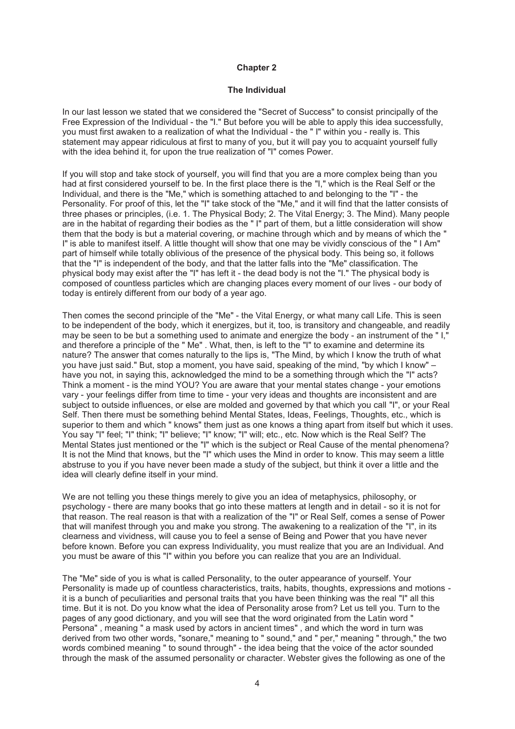# Chapter 2

## The Individual

In our last lesson we stated that we considered the "Secret of Success" to consist principally of the Free Expression of the Individual - the "I." But before you will be able to apply this idea successfully, you must first awaken to a realization of what the Individual - the " I" within you - really is. This statement may appear ridiculous at first to many of you, but it will pay you to acquaint yourself fully with the idea behind it, for upon the true realization of "I" comes Power.

If you will stop and take stock of yourself, you will find that you are a more complex being than you had at first considered yourself to be. In the first place there is the "I," which is the Real Self or the Individual, and there is the "Me," which is something attached to and belonging to the "I" - the Personality. For proof of this, let the "I" take stock of the "Me," and it will find that the latter consists of three phases or principles, (i.e. 1. The Physical Body; 2. The Vital Energy; 3. The Mind). Many people are in the habitat of regarding their bodies as the " I" part of them, but a little consideration will show them that the body is but a material covering, or machine through which and by means of which the " I" is able to manifest itself. A little thought will show that one may be vividly conscious of the " I Am" part of himself while totally oblivious of the presence of the physical body. This being so, it follows that the "I" is independent of the body, and that the latter falls into the "Me" classification. The physical body may exist after the "I" has left it - the dead body is not the "I." The physical body is composed of countless particles which are changing places every moment of our lives - our body of today is entirely different from our body of a year ago.

Then comes the second principle of the "Me" - the Vital Energy, or what many call Life. This is seen to be independent of the body, which it energizes, but it, too, is transitory and changeable, and readily may be seen to be but a something used to animate and energize the body - an instrument of the " I," and therefore a principle of the " Me" . What, then, is left to the " I" to examine and determine its nature? The answer that comes naturally to the lips is, "The Mind, by which I know the truth of what you have just said." But, stop a moment, you have said, speaking of the mind, "by which I know" – have you not, in saying this, acknowledged the mind to be a something through which the "I" acts? Think a moment - is the mind YOU? You are aware that your mental states change - your emotions vary - your feelings differ from time to time - your very ideas and thoughts are inconsistent and are subject to outside influences, or else are molded and governed by that which you call "I", or your Real Self. Then there must be something behind Mental States, Ideas, Feelings, Thoughts, etc., which is superior to them and which " knows" them just as one knows a thing apart from itself but which it uses. You say "I" feel; "I" think; "I" believe; "I" know; "I" will; etc., etc. Now which is the Real Self? The Mental States just mentioned or the "I" which is the subject or Real Cause of the mental phenomena? It is not the Mind that knows, but the "I" which uses the Mind in order to know. This may seem a little abstruse to you if you have never been made a study of the subject, but think it over a little and the idea will clearly define itself in your mind.

We are not telling you these things merely to give you an idea of metaphysics, philosophy, or psychology - there are many books that go into these matters at length and in detail - so it is not for that reason. The real reason is that with a realization of the "I" or Real Self, comes a sense of Power that will manifest through you and make you strong. The awakening to a realization of the "I", in its clearness and vividness, will cause you to feel a sense of Being and Power that you have never before known. Before you can express Individuality, you must realize that you are an Individual. And you must be aware of this "I" within you before you can realize that you are an Individual.

The "Me" side of you is what is called Personality, to the outer appearance of yourself. Your Personality is made up of countless characteristics, traits, habits, thoughts, expressions and motions - it is a bunch of peculiarities and personal traits that you have been thinking was the real "I" all this time. But it is not. Do you know what the idea of Personality arose from? Let us tell you. Turn to the pages of any good dictionary, and you will see that the word originated from the Latin word " Persona" , meaning " a mask used by actors in ancient times" , and which the word in turn was derived from two other words, "sonare," meaning to " sound," and " per," meaning " through," the two words combined meaning " to sound through" - the idea being that the voice of the actor sounded through the mask of the assumed personality or character. Webster gives the following as one of the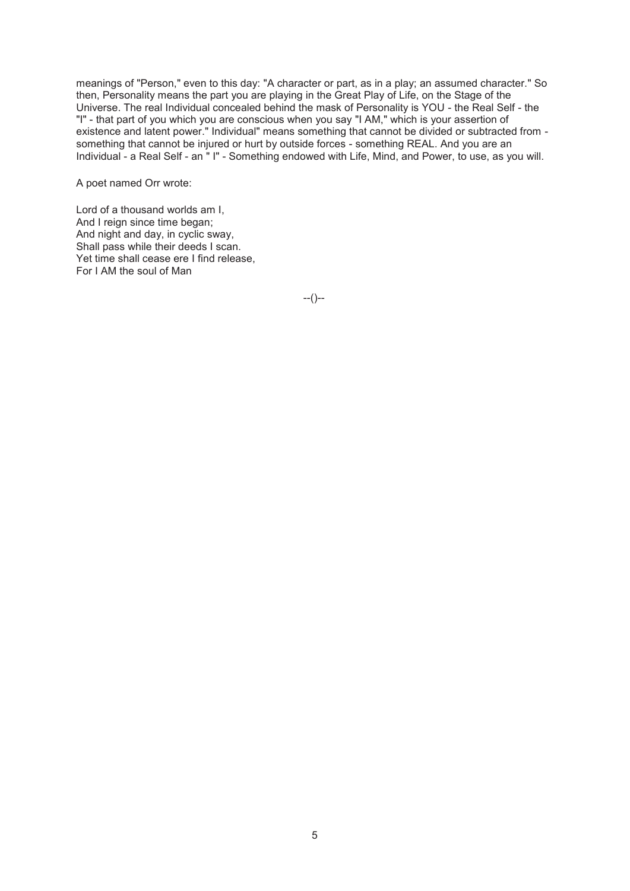meanings of "Person," even to this day: "A character or part, as in a play; an assumed character." So then, Personality means the part you are playing in the Great Play of Life, on the Stage of the Universe. The real Individual concealed behind the mask of Personality is YOU - the Real Self - the "I" - that part of you which you are conscious when you say "I AM," which is your assertion of existence and latent power." Individual" means something that cannot be divided or subtracted from - something that cannot be injured or hurt by outside forces - something REAL. And you are an Individual - a Real Self - an " I" - Something endowed with Life, Mind, and Power, to use, as you will.

A poet named Orr wrote:

Lord of a thousand worlds am I,  
And I reign since time began;  
And night and day, in cyclic sway,  
Shall pass while their deeds I scan.  
Yet time shall cease ere I find release,  
For I AM the soul of Man

--()--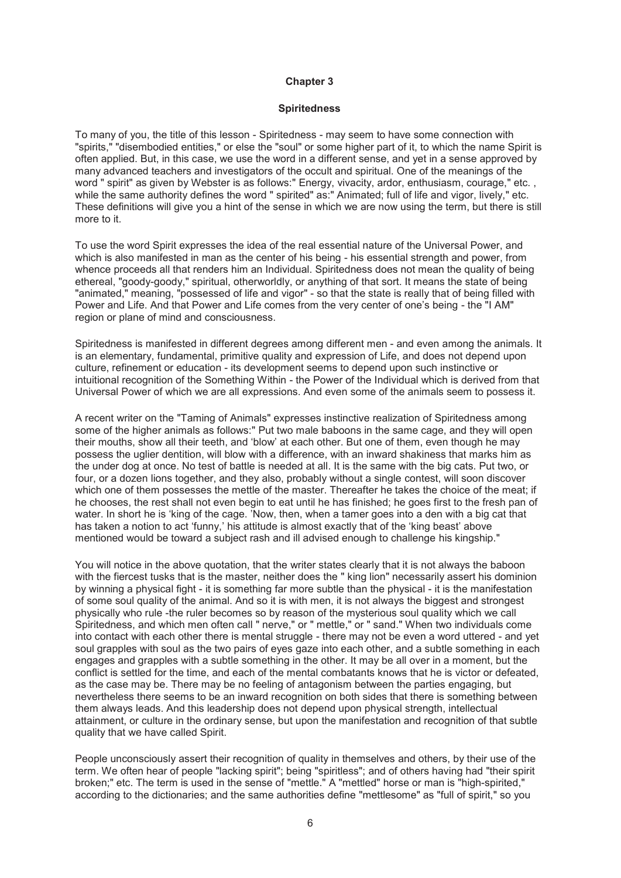## Chapter 3

### Spiritedness

To many of you, the title of this lesson - Spiritedness - may seem to have some connection with "spirits," "disembodied entities," or else the "soul" or some higher part of it, to which the name Spirit is often applied. But, in this case, we use the word in a different sense, and yet in a sense approved by many advanced teachers and investigators of the occult and spiritual. One of the meanings of the word " spirit" as given by Webster is as follows:" Energy, vivacity, ardor, enthusiasm, courage," etc. , while the same authority defines the word " spirited" as:" Animated; full of life and vigor, lively," etc. These definitions will give you a hint of the sense in which we are now using the term, but there is still more to it.

To use the word Spirit expresses the idea of the real essential nature of the Universal Power, and which is also manifested in man as the center of his being - his essential strength and power, from whence proceeds all that renders him an Individual. Spiritedness does not mean the quality of being ethereal, "goody-goody," spiritual, otherworldly, or anything of that sort. It means the state of being "animated," meaning, "possessed of life and vigor" - so that the state is really that of being filled with Power and Life. And that Power and Life comes from the very center of one's being - the "I AM" region or plane of mind and consciousness.

Spiritedness is manifested in different degrees among different men - and even among the animals. It is an elementary, fundamental, primitive quality and expression of Life, and does not depend upon culture, refinement or education - its development seems to depend upon such instinctive or intuitional recognition of the Something Within - the Power of the Individual which is derived from that Universal Power of which we are all expressions. And even some of the animals seem to possess it.

A recent writer on the "Taming of Animals" expresses instinctive realization of Spiritedness among some of the higher animals as follows:" Put two male baboons in the same cage, and they will open their mouths, show all their teeth, and 'blow' at each other. But one of them, even though he may possess the uglier dentition, will blow with a difference, with an inward shakiness that marks him as the under dog at once. No test of battle is needed at all. It is the same with the big cats. Put two, or four, or a dozen lions together, and they also, probably without a single contest, will soon discover which one of them possesses the mettle of the master. Thereafter he takes the choice of the meat; if he chooses, the rest shall not even begin to eat until he has finished; he goes first to the fresh pan of water. In short he is 'king of the cage. 'Now, then, when a tamer goes into a den with a big cat that has taken a notion to act 'funny,' his attitude is almost exactly that of the 'king beast' above mentioned would be toward a subject rash and ill advised enough to challenge his kingship."

You will notice in the above quotation, that the writer states clearly that it is not always the baboon with the fiercest tusks that is the master, neither does the " king lion" necessarily assert his dominion by winning a physical fight - it is something far more subtle than the physical - it is the manifestation of some soul quality of the animal. And so it is with men, it is not always the biggest and strongest physically who rule -the ruler becomes so by reason of the mysterious soul quality which we call Spiritedness, and which men often call " nerve," or " mettle," or " sand." When two individuals come into contact with each other there is mental struggle - there may not be even a word uttered - and yet soul grapples with soul as the two pairs of eyes gaze into each other, and a subtle something in each engages and grapples with a subtle something in the other. It may be all over in a moment, but the conflict is settled for the time, and each of the mental combatants knows that he is victor or defeated, as the case may be. There may be no feeling of antagonism between the parties engaging, but nevertheless there seems to be an inward recognition on both sides that there is something between them always leads. And this leadership does not depend upon physical strength, intellectual attainment, or culture in the ordinary sense, but upon the manifestation and recognition of that subtle quality that we have called Spirit.

People unconsciously assert their recognition of quality in themselves and others, by their use of the term. We often hear of people "lacking spirit"; being "spiritless"; and of others having had "their spirit broken;" etc. The term is used in the sense of "mettle." A "mettled" horse or man is "high-spirited," according to the dictionaries; and the same authorities define "mettlesome" as "full of spirit," so you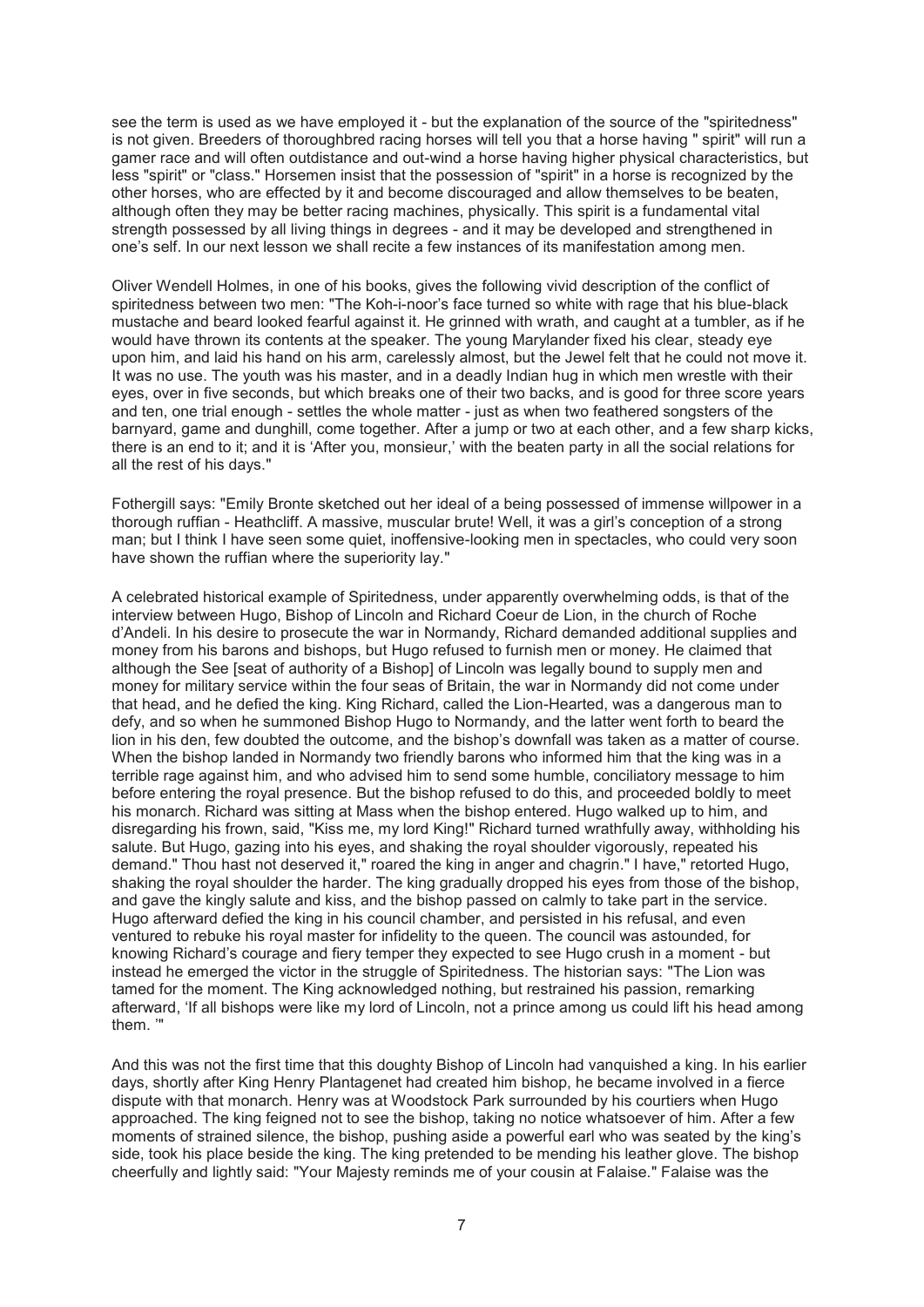see the term is used as we have employed it - but the explanation of the source of the "spiritedness" is not given. Breeders of thoroughbred racing horses will tell you that a horse having " spirit" will run a gamer race and will often outdistance and out-wind a horse having higher physical characteristics, but less "spirit" or "class." Horsemen insist that the possession of "spirit" in a horse is recognized by the other horses, who are effected by it and become discouraged and allow themselves to be beaten, although often they may be better racing machines, physically. This spirit is a fundamental vital strength possessed by all living things in degrees - and it may be developed and strengthened in one's self. In our next lesson we shall recite a few instances of its manifestation among men.

Oliver Wendell Holmes, in one of his books, gives the following vivid description of the conflict of spiritedness between two men: "The Koh-i-noor's face turned so white with rage that his blue-black mustache and beard looked fearful against it. He grinned with wrath, and caught at a tumbler, as if he would have thrown its contents at the speaker. The young Marylander fixed his clear, steady eye upon him, and laid his hand on his arm, carelessly almost, but the Jewel felt that he could not move it. It was no use. The youth was his master, and in a deadly Indian hug in which men wrestle with their eyes, over in five seconds, but which breaks one of their two backs, and is good for three score years and ten, one trial enough - settles the whole matter - just as when two feathered songsters of the barnyard, game and dunghill, come together. After a jump or two at each other, and a few sharp kicks, there is an end to it; and it is 'After you, monsieur,' with the beaten party in all the social relations for all the rest of his days."

Fothergill says: "Emily Bronte sketched out her ideal of a being possessed of immense willpower in a thorough ruffian - Heathcliff. A massive, muscular brute! Well, it was a girl's conception of a strong man; but I think I have seen some quiet, inoffensive-looking men in spectacles, who could very soon have shown the ruffian where the superiority lay."

A celebrated historical example of Spiritedness, under apparently overwhelming odds, is that of the interview between Hugo, Bishop of Lincoln and Richard Coeur de Lion, in the church of Roche d'Andeli. In his desire to prosecute the war in Normandy, Richard demanded additional supplies and money from his barons and bishops, but Hugo refused to furnish men or money. He claimed that although the See [seat of authority of a Bishop] of Lincoln was legally bound to supply men and money for military service within the four seas of Britain, the war in Normandy did not come under that head, and he defied the king. King Richard, called the Lion-Hearted, was a dangerous man to defy, and so when he summoned Bishop Hugo to Normandy, and the latter went forth to beard the lion in his den, few doubted the outcome, and the bishop's downfall was taken as a matter of course. When the bishop landed in Normandy two friendly barons who informed him that the king was in a terrible rage against him, and who advised him to send some humble, conciliatory message to him before entering the royal presence. But the bishop refused to do this, and proceeded boldly to meet his monarch. Richard was sitting at Mass when the bishop entered. Hugo walked up to him, and disregarding his frown, said, "Kiss me, my lord King!" Richard turned wrathfully away, withholding his salute. But Hugo, gazing into his eyes, and shaking the royal shoulder vigorously, repeated his demand." Thou hast not deserved it," roared the king in anger and chagrin." I have," retorted Hugo, shaking the royal shoulder the harder. The king gradually dropped his eyes from those of the bishop, and gave the kingly salute and kiss, and the bishop passed on calmly to take part in the service. Hugo afterward defied the king in his council chamber, and persisted in his refusal, and even ventured to rebuke his royal master for infidelity to the queen. The council was astounded, for knowing Richard's courage and fiery temper they expected to see Hugo crush in a moment - but instead he emerged the victor in the struggle of Spiritedness. The historian says: "The Lion was tamed for the moment. The King acknowledged nothing, but restrained his passion, remarking afterward, 'If all bishops were like my lord of Lincoln, not a prince among us could lift his head among them. '"

And this was not the first time that this doughty Bishop of Lincoln had vanquished a king. In his earlier days, shortly after King Henry Plantagenet had created him bishop, he became involved in a fierce dispute with that monarch. Henry was at Woodstock Park surrounded by his courtiers when Hugo approached. The king feigned not to see the bishop, taking no notice whatsoever of him. After a few moments of strained silence, the bishop, pushing aside a powerful earl who was seated by the king's side, took his place beside the king. The king pretended to be mending his leather glove. The bishop cheerfully and lightly said: "Your Majesty reminds me of your cousin at Falaise." Falaise was the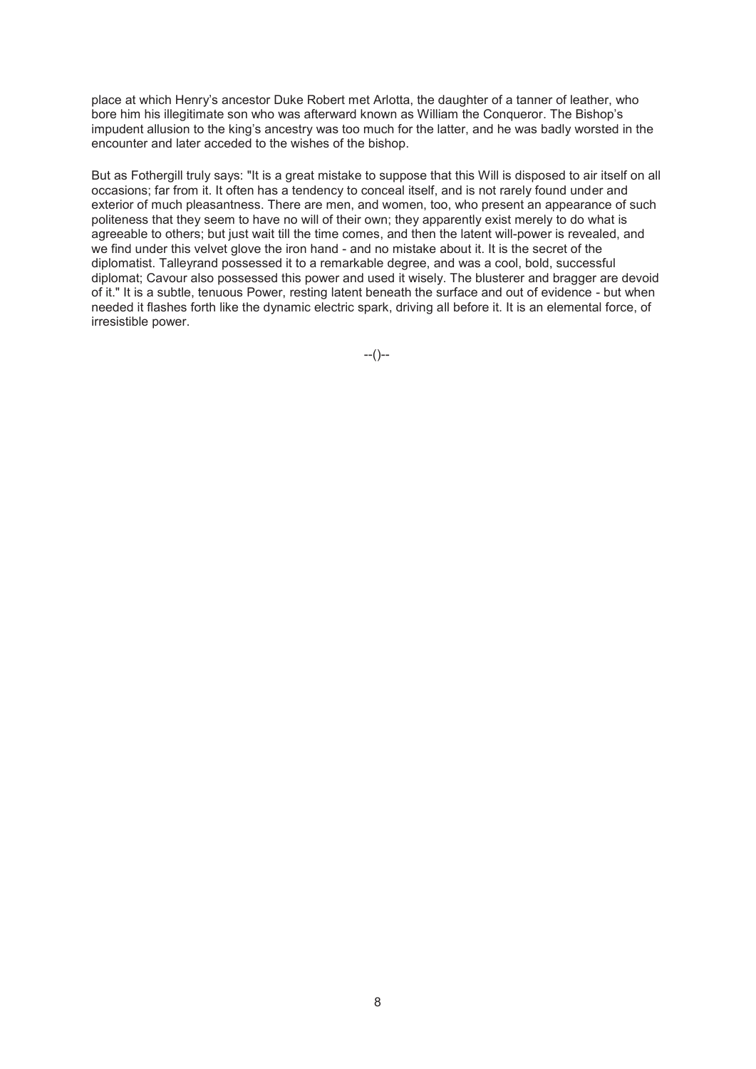place at which Henry's ancestor Duke Robert met Arlotta, the daughter of a tanner of leather, who bore him his illegitimate son who was afterward known as William the Conqueror. The Bishop's impudent allusion to the king's ancestry was too much for the latter, and he was badly worsted in the encounter and later acceded to the wishes of the bishop.

But as Fothergill truly says: "It is a great mistake to suppose that this Will is disposed to air itself on all occasions; far from it. It often has a tendency to conceal itself, and is not rarely found under and exterior of much pleasantness. There are men, and women, too, who present an appearance of such politeness that they seem to have no will of their own; they apparently exist merely to do what is agreeable to others; but just wait till the time comes, and then the latent will-power is revealed, and we find under this velvet glove the iron hand - and no mistake about it. It is the secret of the diplomatist. Talleyrand possessed it to a remarkable degree, and was a cool, bold, successful diplomat; Cavour also possessed this power and used it wisely. The blusterer and bragger are devoid of it." It is a subtle, tenuous Power, resting latent beneath the surface and out of evidence - but when needed it flashes forth like the dynamic electric spark, driving all before it. It is an elemental force, of irresistible power.

--()--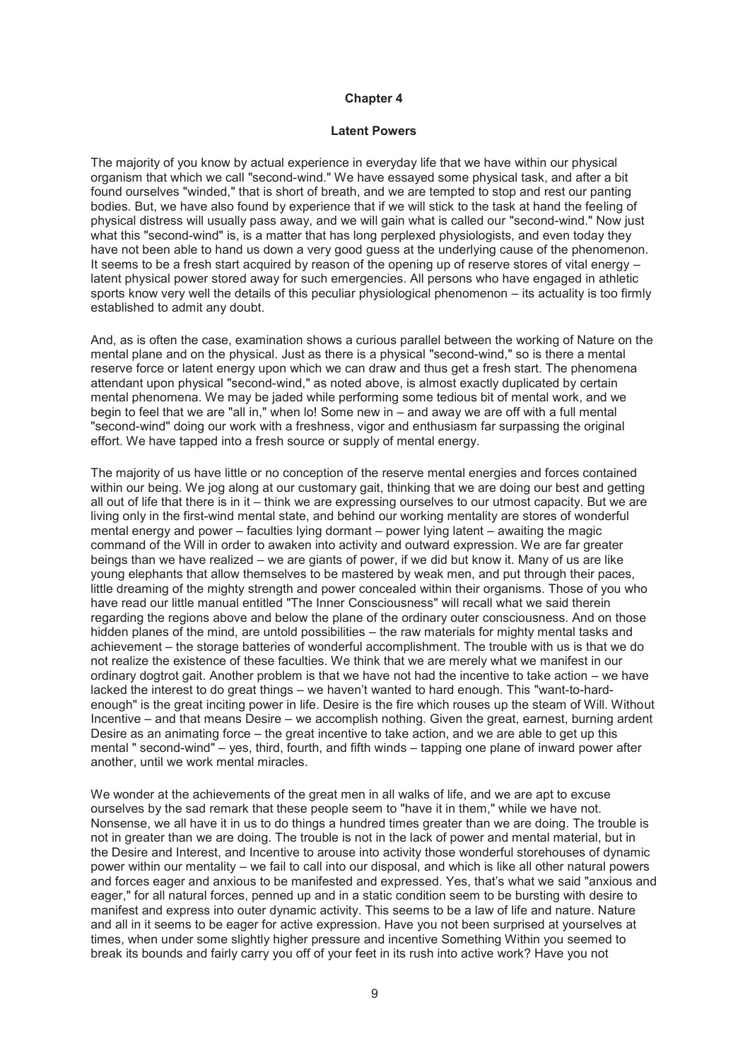## Chapter 4

### Latent Powers

The majority of you know by actual experience in everyday life that we have within our physical organism that which we call "second-wind." We have essayed some physical task, and after a bit found ourselves "winded," that is short of breath, and we are tempted to stop and rest our panting bodies. But, we have also found by experience that if we will stick to the task at hand the feeling of physical distress will usually pass away, and we will gain what is called our "second-wind." Now just what this "second-wind" is, is a matter that has long perplexed physiologists, and even today they have not been able to hand us down a very good guess at the underlying cause of the phenomenon. It seems to be a fresh start acquired by reason of the opening up of reserve stores of vital energy – latent physical power stored away for such emergencies. All persons who have engaged in athletic sports know very well the details of this peculiar physiological phenomenon – its actuality is too firmly established to admit any doubt.

And, as is often the case, examination shows a curious parallel between the working of Nature on the mental plane and on the physical. Just as there is a physical "second-wind," so is there a mental reserve force or latent energy upon which we can draw and thus get a fresh start. The phenomena attendant upon physical "second-wind," as noted above, is almost exactly duplicated by certain mental phenomena. We may be jaded while performing some tedious bit of mental work, and we begin to feel that we are "all in," when lo! Some new in – and away we are off with a full mental "second-wind" doing our work with a freshness, vigor and enthusiasm far surpassing the original effort. We have tapped into a fresh source or supply of mental energy.

The majority of us have little or no conception of the reserve mental energies and forces contained within our being. We jog along at our customary gait, thinking that we are doing our best and getting all out of life that there is in it – think we are expressing ourselves to our utmost capacity. But we are living only in the first-wind mental state, and behind our working mentality are stores of wonderful mental energy and power – faculties lying dormant – power lying latent – awaiting the magic command of the Will in order to awaken into activity and outward expression. We are far greater beings than we have realized – we are giants of power, if we did but know it. Many of us are like young elephants that allow themselves to be mastered by weak men, and put through their paces, little dreaming of the mighty strength and power concealed within their organisms. Those of you who have read our little manual entitled "The Inner Consciousness" will recall what we said therein regarding the regions above and below the plane of the ordinary outer consciousness. And on those hidden planes of the mind, are untold possibilities – the raw materials for mighty mental tasks and achievement – the storage batteries of wonderful accomplishment. The trouble with us is that we do not realize the existence of these faculties. We think that we are merely what we manifest in our ordinary dogtrot gait. Another problem is that we have not had the incentive to take action – we have lacked the interest to do great things – we haven't wanted to hard enough. This "want-to-hard-enough" is the great inciting power in life. Desire is the fire which rouses up the steam of Will. Without Incentive – and that means Desire – we accomplish nothing. Given the great, earnest, burning ardent Desire as an animating force – the great incentive to take action, and we are able to get up this mental " second-wind" – yes, third, fourth, and fifth winds – tapping one plane of inward power after another, until we work mental miracles.

We wonder at the achievements of the great men in all walks of life, and we are apt to excuse ourselves by the sad remark that these people seem to "have it in them," while we have not. Nonsense, we all have it in us to do things a hundred times greater than we are doing. The trouble is not in greater than we are doing. The trouble is not in the lack of power and mental material, but in the Desire and Interest, and Incentive to arouse into activity those wonderful storehouses of dynamic power within our mentality – we fail to call into our disposal, and which is like all other natural powers and forces eager and anxious to be manifested and expressed. Yes, that's what we said "anxious and eager," for all natural forces, penned up and in a static condition seem to be bursting with desire to manifest and express into outer dynamic activity. This seems to be a law of life and nature. Nature and all in it seems to be eager for active expression. Have you not been surprised at yourselves at times, when under some slightly higher pressure and incentive Something Within you seemed to break its bounds and fairly carry you off of your feet in its rush into active work? Have you not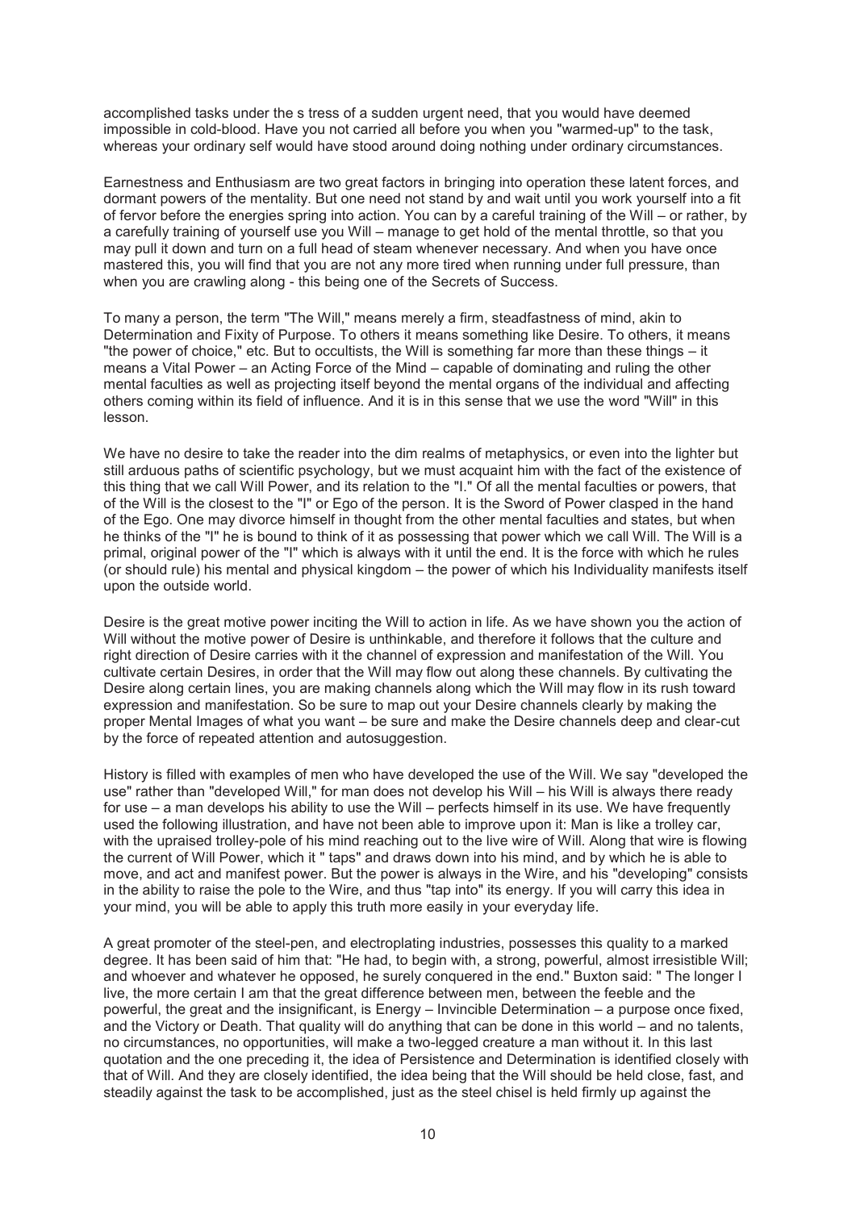accomplished tasks under the s tress of a sudden urgent need, that you would have deemed impossible in cold-blood. Have you not carried all before you when you "warmed-up" to the task, whereas your ordinary self would have stood around doing nothing under ordinary circumstances.

Earnestness and Enthusiasm are two great factors in bringing into operation these latent forces, and dormant powers of the mentality. But one need not stand by and wait until you work yourself into a fit of fervor before the energies spring into action. You can by a careful training of the Will – or rather, by a carefully training of yourself use you Will – manage to get hold of the mental throttle, so that you may pull it down and turn on a full head of steam whenever necessary. And when you have once mastered this, you will find that you are not any more tired when running under full pressure, than when you are crawling along - this being one of the Secrets of Success.

To many a person, the term "The Will," means merely a firm, steadfastness of mind, akin to Determination and Fixity of Purpose. To others it means something like Desire. To others, it means "the power of choice," etc. But to occultists, the Will is something far more than these things – it means a Vital Power – an Acting Force of the Mind – capable of dominating and ruling the other mental faculties as well as projecting itself beyond the mental organs of the individual and affecting others coming within its field of influence. And it is in this sense that we use the word "Will" in this lesson.

We have no desire to take the reader into the dim realms of metaphysics, or even into the lighter but still arduous paths of scientific psychology, but we must acquaint him with the fact of the existence of this thing that we call Will Power, and its relation to the "I." Of all the mental faculties or powers, that of the Will is the closest to the "I" or Ego of the person. It is the Sword of Power clasped in the hand of the Ego. One may divorce himself in thought from the other mental faculties and states, but when he thinks of the "I" he is bound to think of it as possessing that power which we call Will. The Will is a primal, original power of the "I" which is always with it until the end. It is the force with which he rules (or should rule) his mental and physical kingdom – the power of which his Individuality manifests itself upon the outside world.

Desire is the great motive power inciting the Will to action in life. As we have shown you the action of Will without the motive power of Desire is unthinkable, and therefore it follows that the culture and right direction of Desire carries with it the channel of expression and manifestation of the Will. You cultivate certain Desires, in order that the Will may flow out along these channels. By cultivating the Desire along certain lines, you are making channels along which the Will may flow in its rush toward expression and manifestation. So be sure to map out your Desire channels clearly by making the proper Mental Images of what you want – be sure and make the Desire channels deep and clear-cut by the force of repeated attention and autosuggestion.

History is filled with examples of men who have developed the use of the Will. We say "developed the use" rather than "developed Will," for man does not develop his Will – his Will is always there ready for use – a man develops his ability to use the Will – perfects himself in its use. We have frequently used the following illustration, and have not been able to improve upon it: Man is like a trolley car, with the upraised trolley-pole of his mind reaching out to the live wire of Will. Along that wire is flowing the current of Will Power, which it " taps" and draws down into his mind, and by which he is able to move, and act and manifest power. But the power is always in the Wire, and his "developing" consists in the ability to raise the pole to the Wire, and thus "tap into" its energy. If you will carry this idea in your mind, you will be able to apply this truth more easily in your everyday life.

A great promoter of the steel-pen, and electroplating industries, possesses this quality to a marked degree. It has been said of him that: "He had, to begin with, a strong, powerful, almost irresistible Will; and whoever and whatever he opposed, he surely conquered in the end." Buxton said: " The longer I live, the more certain I am that the great difference between men, between the feeble and the powerful, the great and the insignificant, is Energy – Invincible Determination – a purpose once fixed, and the Victory or Death. That quality will do anything that can be done in this world – and no talents, no circumstances, no opportunities, will make a two-legged creature a man without it. In this last quotation and the one preceding it, the idea of Persistence and Determination is identified closely with that of Will. And they are closely identified, the idea being that the Will should be held close, fast, and steadily against the task to be accomplished, just as the steel chisel is held firmly up against the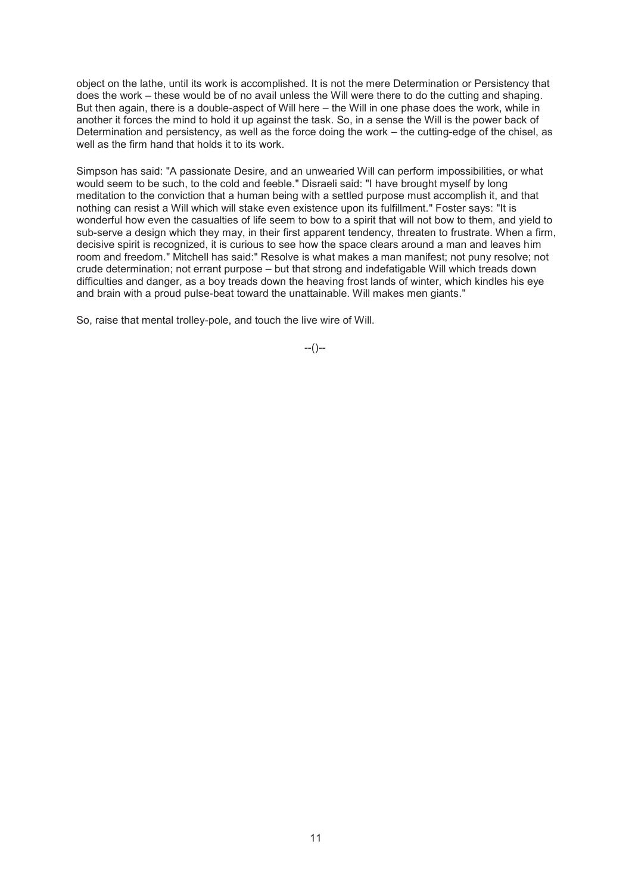object on the lathe, until its work is accomplished. It is not the mere Determination or Persistency that does the work – these would be of no avail unless the Will were there to do the cutting and shaping. But then again, there is a double-aspect of Will here – the Will in one phase does the work, while in another it forces the mind to hold it up against the task. So, in a sense the Will is the power back of Determination and persistency, as well as the force doing the work – the cutting-edge of the chisel, as well as the firm hand that holds it to its work.

Simpson has said: "A passionate Desire, and an unwearied Will can perform impossibilities, or what would seem to be such, to the cold and feeble." Disraeli said: "I have brought myself by long meditation to the conviction that a human being with a settled purpose must accomplish it, and that nothing can resist a Will which will stake even existence upon its fulfillment." Foster says: "It is wonderful how even the casualties of life seem to bow to a spirit that will not bow to them, and yield to sub-serve a design which they may, in their first apparent tendency, threaten to frustrate. When a firm, decisive spirit is recognized, it is curious to see how the space clears around a man and leaves him room and freedom." Mitchell has said:" Resolve is what makes a man manifest; not puny resolve; not crude determination; not errant purpose – but that strong and indefatigable Will which treads down difficulties and danger, as a boy treads down the heaving frost lands of winter, which kindles his eye and brain with a proud pulse-beat toward the unattainable. Will makes men giants."

So, raise that mental trolley-pole, and touch the live wire of Will.

--()--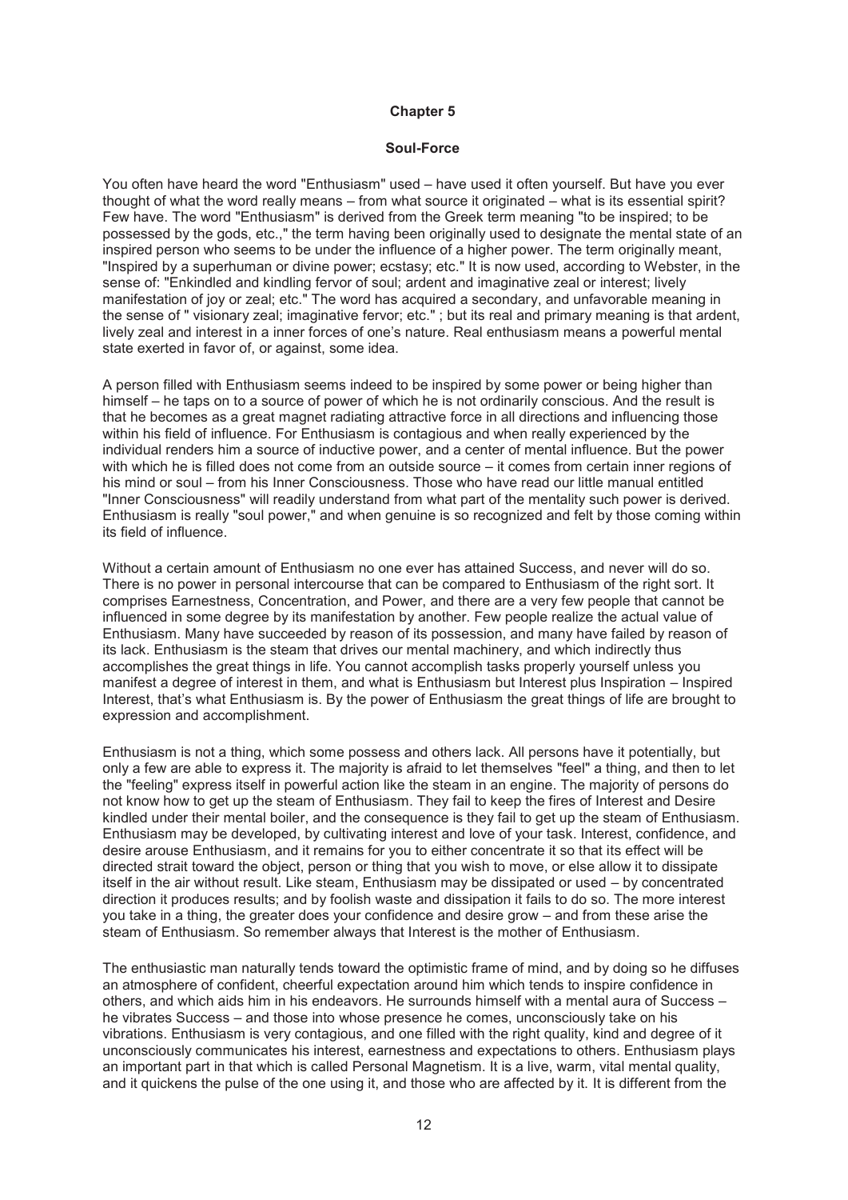# Chapter 5

## Soul-Force

You often have heard the word "Enthusiasm" used – have used it often yourself. But have you ever thought of what the word really means – from what source it originated – what is its essential spirit? Few have. The word "Enthusiasm" is derived from the Greek term meaning "to be inspired; to be possessed by the gods, etc.," the term having been originally used to designate the mental state of an inspired person who seems to be under the influence of a higher power. The term originally meant, "Inspired by a superhuman or divine power; ecstasy; etc." It is now used, according to Webster, in the sense of: "Enkindled and kindling fervor of soul; ardent and imaginative zeal or interest; lively manifestation of joy or zeal; etc." The word has acquired a secondary, and unfavorable meaning in the sense of " visionary zeal; imaginative fervor; etc." ; but its real and primary meaning is that ardent, lively zeal and interest in a inner forces of one's nature. Real enthusiasm means a powerful mental state exerted in favor of, or against, some idea.

A person filled with Enthusiasm seems indeed to be inspired by some power or being higher than himself – he taps on to a source of power of which he is not ordinarily conscious. And the result is that he becomes as a great magnet radiating attractive force in all directions and influencing those within his field of influence. For Enthusiasm is contagious and when really experienced by the individual renders him a source of inductive power, and a center of mental influence. But the power with which he is filled does not come from an outside source – it comes from certain inner regions of his mind or soul – from his Inner Consciousness. Those who have read our little manual entitled "Inner Consciousness" will readily understand from what part of the mentality such power is derived. Enthusiasm is really "soul power," and when genuine is so recognized and felt by those coming within its field of influence.

Without a certain amount of Enthusiasm no one ever has attained Success, and never will do so. There is no power in personal intercourse that can be compared to Enthusiasm of the right sort. It comprises Earnestness, Concentration, and Power, and there are a very few people that cannot be influenced in some degree by its manifestation by another. Few people realize the actual value of Enthusiasm. Many have succeeded by reason of its possession, and many have failed by reason of its lack. Enthusiasm is the steam that drives our mental machinery, and which indirectly thus accomplishes the great things in life. You cannot accomplish tasks properly yourself unless you manifest a degree of interest in them, and what is Enthusiasm but Interest plus Inspiration – Inspired Interest, that's what Enthusiasm is. By the power of Enthusiasm the great things of life are brought to expression and accomplishment.

Enthusiasm is not a thing, which some possess and others lack. All persons have it potentially, but only a few are able to express it. The majority is afraid to let themselves "feel" a thing, and then to let the "feeling" express itself in powerful action like the steam in an engine. The majority of persons do not know how to get up the steam of Enthusiasm. They fail to keep the fires of Interest and Desire kindled under their mental boiler, and the consequence is they fail to get up the steam of Enthusiasm. Enthusiasm may be developed, by cultivating interest and love of your task. Interest, confidence, and desire arouse Enthusiasm, and it remains for you to either concentrate it so that its effect will be directed strait toward the object, person or thing that you wish to move, or else allow it to dissipate itself in the air without result. Like steam, Enthusiasm may be dissipated or used – by concentrated direction it produces results; and by foolish waste and dissipation it fails to do so. The more interest you take in a thing, the greater does your confidence and desire grow – and from these arise the steam of Enthusiasm. So remember always that Interest is the mother of Enthusiasm.

The enthusiastic man naturally tends toward the optimistic frame of mind, and by doing so he diffuses an atmosphere of confident, cheerful expectation around him which tends to inspire confidence in others, and which aids him in his endeavors. He surrounds himself with a mental aura of Success – he vibrates Success – and those into whose presence he comes, unconsciously take on his vibrations. Enthusiasm is very contagious, and one filled with the right quality, kind and degree of it unconsciously communicates his interest, earnestness and expectations to others. Enthusiasm plays an important part in that which is called Personal Magnetism. It is a live, warm, vital mental quality, and it quickens the pulse of the one using it, and those who are affected by it. It is different from the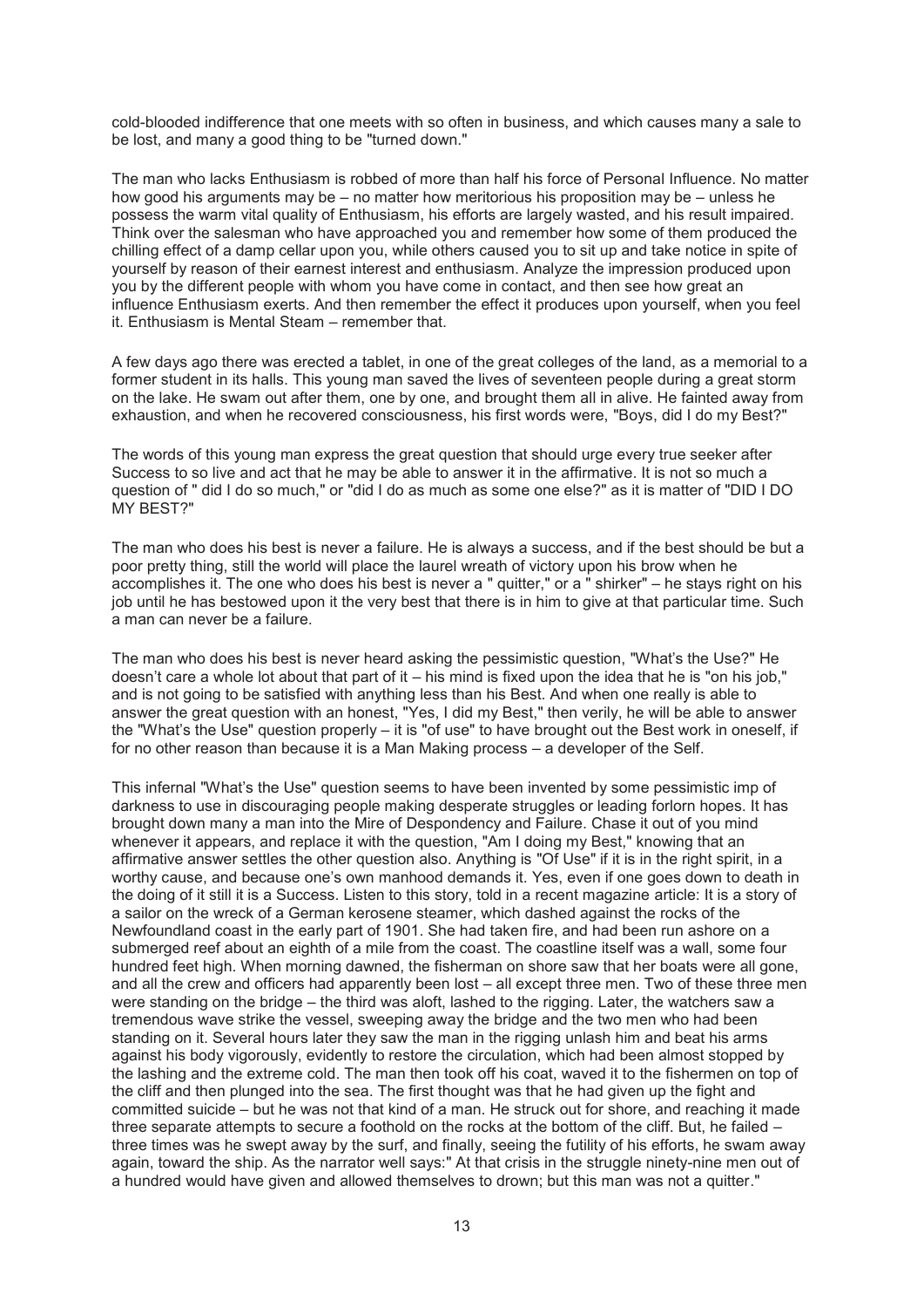cold-blooded indifference that one meets with so often in business, and which causes many a sale to be lost, and many a good thing to be "turned down."

The man who lacks Enthusiasm is robbed of more than half his force of Personal Influence. No matter how good his arguments may be – no matter how meritorious his proposition may be – unless he possess the warm vital quality of Enthusiasm, his efforts are largely wasted, and his result impaired. Think over the salesman who have approached you and remember how some of them produced the chilling effect of a damp cellar upon you, while others caused you to sit up and take notice in spite of yourself by reason of their earnest interest and enthusiasm. Analyze the impression produced upon you by the different people with whom you have come in contact, and then see how great an influence Enthusiasm exerts. And then remember the effect it produces upon yourself, when you feel it. Enthusiasm is Mental Steam – remember that.

A few days ago there was erected a tablet, in one of the great colleges of the land, as a memorial to a former student in its halls. This young man saved the lives of seventeen people during a great storm on the lake. He swam out after them, one by one, and brought them all in alive. He fainted away from exhaustion, and when he recovered consciousness, his first words were, "Boys, did I do my Best?"

The words of this young man express the great question that should urge every true seeker after Success to so live and act that he may be able to answer it in the affirmative. It is not so much a question of " did I do so much," or "did I do as much as some one else?" as it is matter of "DID I DO MY BEST?"

The man who does his best is never a failure. He is always a success, and if the best should be but a poor pretty thing, still the world will place the laurel wreath of victory upon his brow when he accomplishes it. The one who does his best is never a " quitter," or a " shirker" – he stays right on his job until he has bestowed upon it the very best that there is in him to give at that particular time. Such a man can never be a failure.

The man who does his best is never heard asking the pessimistic question, "What's the Use?" He doesn't care a whole lot about that part of it – his mind is fixed upon the idea that he is "on his job," and is not going to be satisfied with anything less than his Best. And when one really is able to answer the great question with an honest, "Yes, I did my Best," then verily, he will be able to answer the "What's the Use" question properly – it is "of use" to have brought out the Best work in oneself, if for no other reason than because it is a Man Making process – a developer of the Self.

This infernal "What's the Use" question seems to have been invented by some pessimistic imp of darkness to use in discouraging people making desperate struggles or leading forlorn hopes. It has brought down many a man into the Mire of Despondency and Failure. Chase it out of you mind whenever it appears, and replace it with the question, "Am I doing my Best," knowing that an affirmative answer settles the other question also. Anything is "Of Use" if it is in the right spirit, in a worthy cause, and because one's own manhood demands it. Yes, even if one goes down to death in the doing of it still it is a Success. Listen to this story, told in a recent magazine article: It is a story of a sailor on the wreck of a German kerosene steamer, which dashed against the rocks of the Newfoundland coast in the early part of 1901. She had taken fire, and had been run ashore on a submerged reef about an eighth of a mile from the coast. The coastline itself was a wall, some four hundred feet high. When morning dawned, the fisherman on shore saw that her boats were all gone, and all the crew and officers had apparently been lost – all except three men. Two of these three men were standing on the bridge – the third was aloft, lashed to the rigging. Later, the watchers saw a tremendous wave strike the vessel, sweeping away the bridge and the two men who had been standing on it. Several hours later they saw the man in the rigging unlash him and beat his arms against his body vigorously, evidently to restore the circulation, which had been almost stopped by the lashing and the extreme cold. The man then took off his coat, waved it to the fishermen on top of the cliff and then plunged into the sea. The first thought was that he had given up the fight and committed suicide – but he was not that kind of a man. He struck out for shore, and reaching it made three separate attempts to secure a foothold on the rocks at the bottom of the cliff. But, he failed – three times was he swept away by the surf, and finally, seeing the futility of his efforts, he swam away again, toward the ship. As the narrator well says:" At that crisis in the struggle ninety-nine men out of a hundred would have given and allowed themselves to drown; but this man was not a quitter."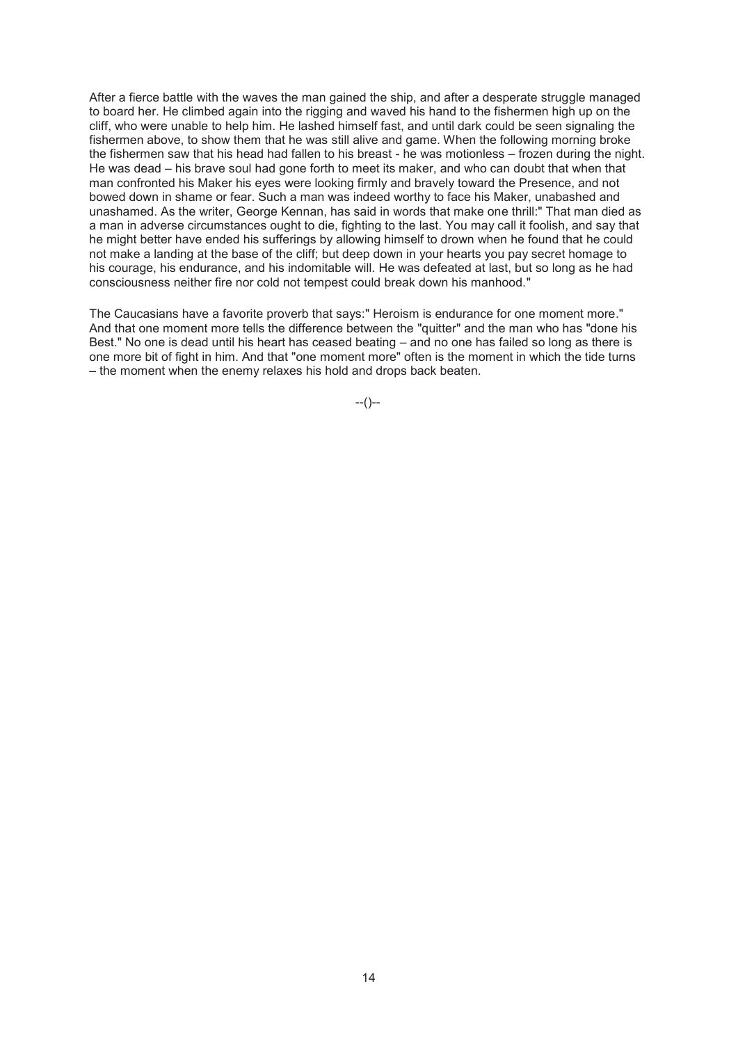After a fierce battle with the waves the man gained the ship, and after a desperate struggle managed to board her. He climbed again into the rigging and waved his hand to the fishermen high up on the cliff, who were unable to help him. He lashed himself fast, and until dark could be seen signaling the fishermen above, to show them that he was still alive and game. When the following morning broke the fishermen saw that his head had fallen to his breast - he was motionless – frozen during the night. He was dead – his brave soul had gone forth to meet its maker, and who can doubt that when that man confronted his Maker his eyes were looking firmly and bravely toward the Presence, and not bowed down in shame or fear. Such a man was indeed worthy to face his Maker, unabashed and unashamed. As the writer, George Kennan, has said in words that make one thrill:" That man died as a man in adverse circumstances ought to die, fighting to the last. You may call it foolish, and say that he might better have ended his sufferings by allowing himself to drown when he found that he could not make a landing at the base of the cliff; but deep down in your hearts you pay secret homage to his courage, his endurance, and his indomitable will. He was defeated at last, but so long as he had consciousness neither fire nor cold not tempest could break down his manhood."

The Caucasians have a favorite proverb that says:" Heroism is endurance for one moment more." And that one moment more tells the difference between the "quitter" and the man who has "done his Best." No one is dead until his heart has ceased beating – and no one has failed so long as there is one more bit of fight in him. And that "one moment more" often is the moment in which the tide turns – the moment when the enemy relaxes his hold and drops back beaten.

--()--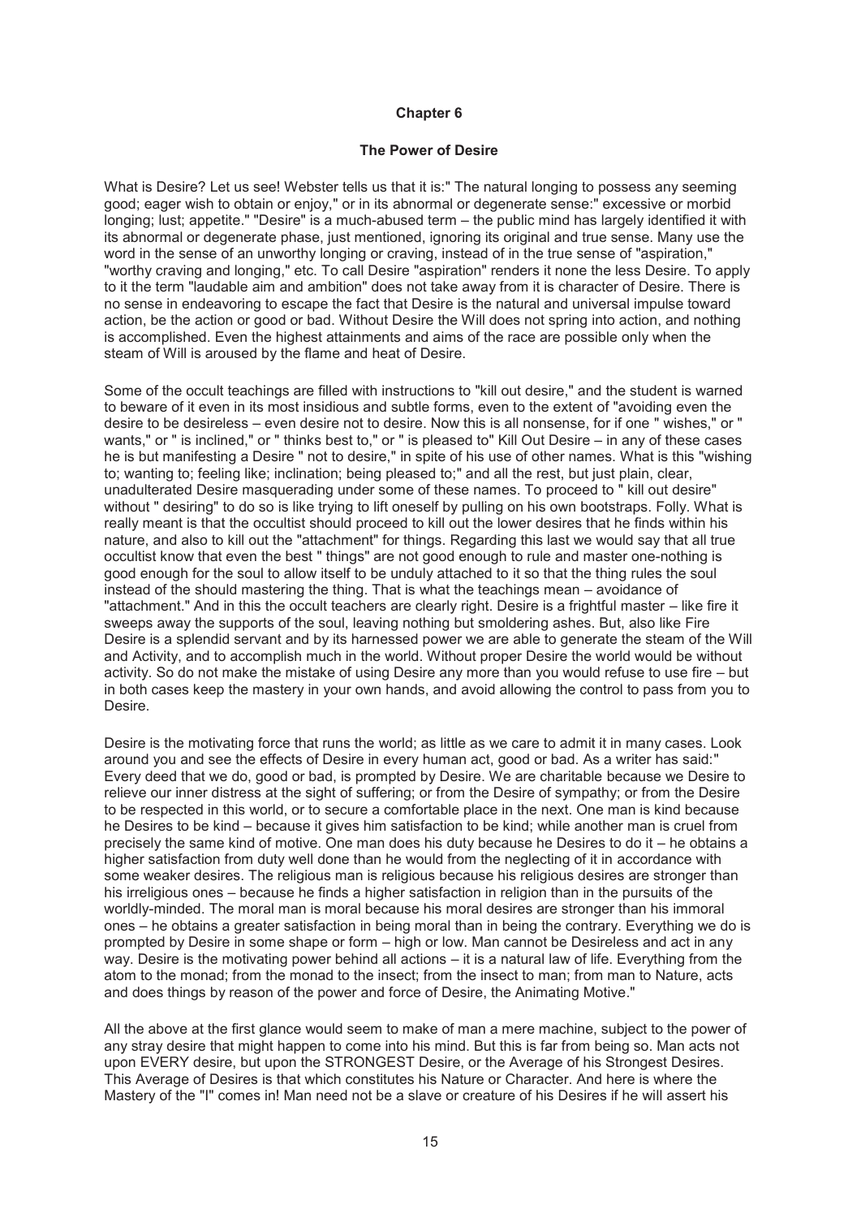## Chapter 6

### The Power of Desire

What is Desire? Let us see! Webster tells us that it is:" The natural longing to possess any seeming good; eager wish to obtain or enjoy," or in its abnormal or degenerate sense:" excessive or morbid longing; lust; appetite." "Desire" is a much-abused term – the public mind has largely identified it with its abnormal or degenerate phase, just mentioned, ignoring its original and true sense. Many use the word in the sense of an unworthy longing or craving, instead of in the true sense of "aspiration," "worthy craving and longing," etc. To call Desire "aspiration" renders it none the less Desire. To apply to it the term "laudable aim and ambition" does not take away from it is character of Desire. There is no sense in endeavoring to escape the fact that Desire is the natural and universal impulse toward action, be the action or good or bad. Without Desire the Will does not spring into action, and nothing is accomplished. Even the highest attainments and aims of the race are possible only when the steam of Will is aroused by the flame and heat of Desire.

Some of the occult teachings are filled with instructions to "kill out desire," and the student is warned to beware of it even in its most insidious and subtle forms, even to the extent of "avoiding even the desire to be desireless – even desire not to desire. Now this is all nonsense, for if one " wishes," or " wants," or " is inclined," or " thinks best to," or " is pleased to" Kill Out Desire – in any of these cases he is but manifesting a Desire " not to desire," in spite of his use of other names. What is this "wishing to; wanting to; feeling like; inclination; being pleased to;" and all the rest, but just plain, clear, unadulterated Desire masquerading under some of these names. To proceed to " kill out desire" without " desiring" to do so is like trying to lift oneself by pulling on his own bootstraps. Folly. What is really meant is that the occultist should proceed to kill out the lower desires that he finds within his nature, and also to kill out the "attachment" for things. Regarding this last we would say that all true occultist know that even the best " things" are not good enough to rule and master one-nothing is good enough for the soul to allow itself to be unduly attached to it so that the thing rules the soul instead of the should mastering the thing. That is what the teachings mean – avoidance of "attachment." And in this the occult teachers are clearly right. Desire is a frightful master – like fire it sweeps away the supports of the soul, leaving nothing but smoldering ashes. But, also like Fire Desire is a splendid servant and by its harnessed power we are able to generate the steam of the Will and Activity, and to accomplish much in the world. Without proper Desire the world would be without activity. So do not make the mistake of using Desire any more than you would refuse to use fire – but in both cases keep the mastery in your own hands, and avoid allowing the control to pass from you to Desire.

Desire is the motivating force that runs the world; as little as we care to admit it in many cases. Look around you and see the effects of Desire in every human act, good or bad. As a writer has said:" Every deed that we do, good or bad, is prompted by Desire. We are charitable because we Desire to relieve our inner distress at the sight of suffering; or from the Desire of sympathy; or from the Desire to be respected in this world, or to secure a comfortable place in the next. One man is kind because he Desires to be kind – because it gives him satisfaction to be kind; while another man is cruel from precisely the same kind of motive. One man does his duty because he Desires to do it – he obtains a higher satisfaction from duty well done than he would from the neglecting of it in accordance with some weaker desires. The religious man is religious because his religious desires are stronger than his irreligious ones – because he finds a higher satisfaction in religion than in the pursuits of the worldly-minded. The moral man is moral because his moral desires are stronger than his immoral ones – he obtains a greater satisfaction in being moral than in being the contrary. Everything we do is prompted by Desire in some shape or form – high or low. Man cannot be Desireless and act in any way. Desire is the motivating power behind all actions – it is a natural law of life. Everything from the atom to the monad; from the monad to the insect; from the insect to man; from man to Nature, acts and does things by reason of the power and force of Desire, the Animating Motive."

All the above at the first glance would seem to make of man a mere machine, subject to the power of any stray desire that might happen to come into his mind. But this is far from being so. Man acts not upon EVERY desire, but upon the STRONGEST Desire, or the Average of his Strongest Desires. This Average of Desires is that which constitutes his Nature or Character. And here is where the Mastery of the "I" comes in! Man need not be a slave or creature of his Desires if he will assert his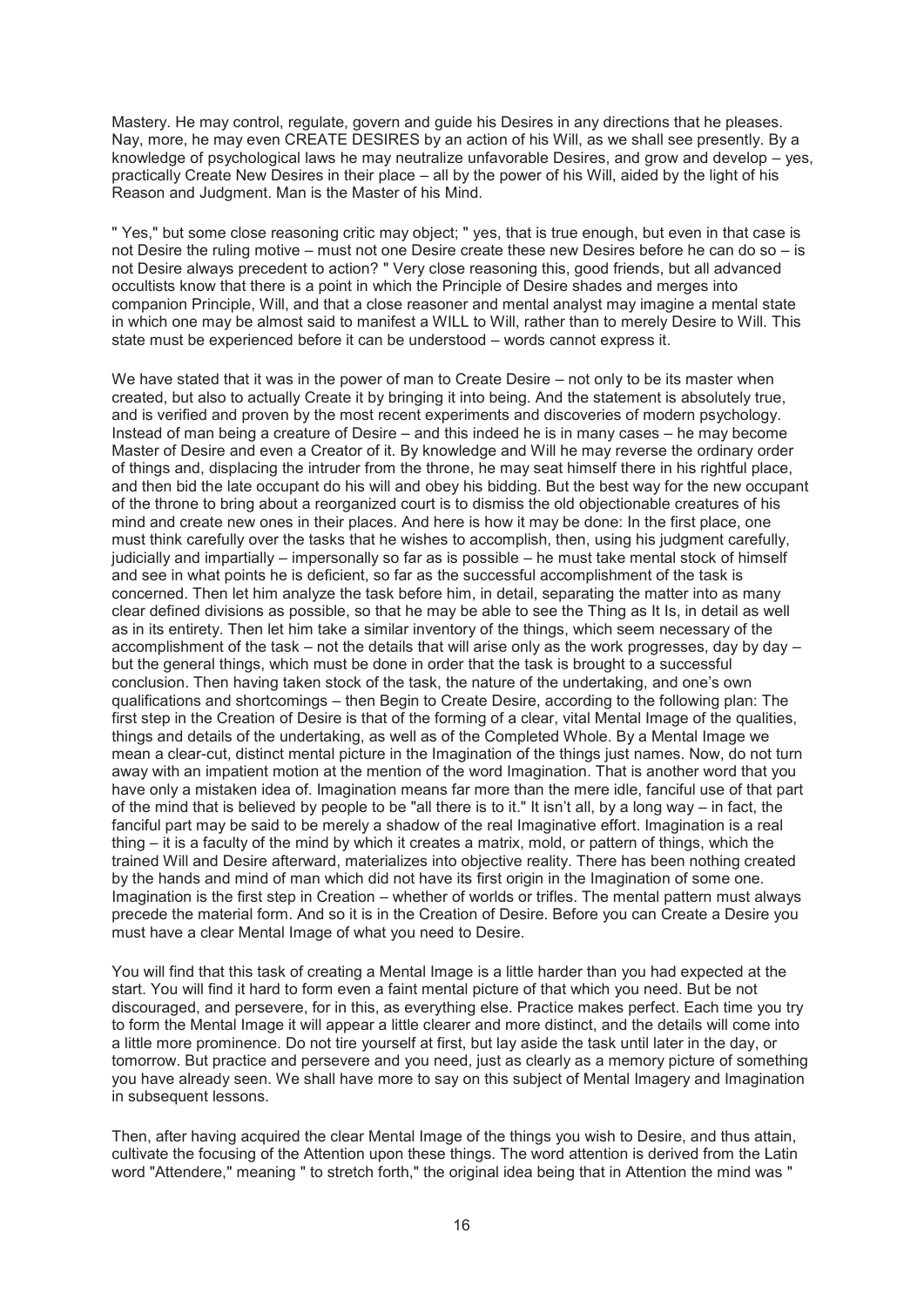Mastery. He may control, regulate, govern and guide his Desires in any directions that he pleases. Nay, more, he may even CREATE DESIRES by an action of his Will, as we shall see presently. By a knowledge of psychological laws he may neutralize unfavorable Desires, and grow and develop – yes, practically Create New Desires in their place – all by the power of his Will, aided by the light of his Reason and Judgment. Man is the Master of his Mind.

" Yes," but some close reasoning critic may object; " yes, that is true enough, but even in that case is not Desire the ruling motive – must not one Desire create these new Desires before he can do so – is not Desire always precedent to action? " Very close reasoning this, good friends, but all advanced occultists know that there is a point in which the Principle of Desire shades and merges into companion Principle, Will, and that a close reasoner and mental analyst may imagine a mental state in which one may be almost said to manifest a WILL to Will, rather than to merely Desire to Will. This state must be experienced before it can be understood – words cannot express it.

We have stated that it was in the power of man to Create Desire – not only to be its master when created, but also to actually Create it by bringing it into being. And the statement is absolutely true, and is verified and proven by the most recent experiments and discoveries of modern psychology. Instead of man being a creature of Desire – and this indeed he is in many cases – he may become Master of Desire and even a Creator of it. By knowledge and Will he may reverse the ordinary order of things and, displacing the intruder from the throne, he may seat himself there in his rightful place, and then bid the late occupant do his will and obey his bidding. But the best way for the new occupant of the throne to bring about a reorganized court is to dismiss the old objectionable creatures of his mind and create new ones in their places. And here is how it may be done: In the first place, one must think carefully over the tasks that he wishes to accomplish, then, using his judgment carefully, judicially and impartially – impersonally so far as is possible – he must take mental stock of himself and see in what points he is deficient, so far as the successful accomplishment of the task is concerned. Then let him analyze the task before him, in detail, separating the matter into as many clear defined divisions as possible, so that he may be able to see the Thing as It Is, in detail as well as in its entirety. Then let him take a similar inventory of the things, which seem necessary of the accomplishment of the task – not the details that will arise only as the work progresses, day by day – but the general things, which must be done in order that the task is brought to a successful conclusion. Then having taken stock of the task, the nature of the undertaking, and one's own qualifications and shortcomings – then Begin to Create Desire, according to the following plan: The first step in the Creation of Desire is that of the forming of a clear, vital Mental Image of the qualities, things and details of the undertaking, as well as of the Completed Whole. By a Mental Image we mean a clear-cut, distinct mental picture in the Imagination of the things just names. Now, do not turn away with an impatient motion at the mention of the word Imagination. That is another word that you have only a mistaken idea of. Imagination means far more than the mere idle, fanciful use of that part of the mind that is believed by people to be "all there is to it." It isn't all, by a long way – in fact, the fanciful part may be said to be merely a shadow of the real Imaginative effort. Imagination is a real thing – it is a faculty of the mind by which it creates a matrix, mold, or pattern of things, which the trained Will and Desire afterward, materializes into objective reality. There has been nothing created by the hands and mind of man which did not have its first origin in the Imagination of some one. Imagination is the first step in Creation – whether of worlds or trifles. The mental pattern must always precede the material form. And so it is in the Creation of Desire. Before you can Create a Desire you must have a clear Mental Image of what you need to Desire.

You will find that this task of creating a Mental Image is a little harder than you had expected at the start. You will find it hard to form even a faint mental picture of that which you need. But be not discouraged, and persevere, for in this, as everything else. Practice makes perfect. Each time you try to form the Mental Image it will appear a little clearer and more distinct, and the details will come into a little more prominence. Do not tire yourself at first, but lay aside the task until later in the day, or tomorrow. But practice and persevere and you need, just as clearly as a memory picture of something you have already seen. We shall have more to say on this subject of Mental Imagery and Imagination in subsequent lessons.

Then, after having acquired the clear Mental Image of the things you wish to Desire, and thus attain, cultivate the focusing of the Attention upon these things. The word attention is derived from the Latin word "Attendere," meaning " to stretch forth," the original idea being that in Attention the mind was "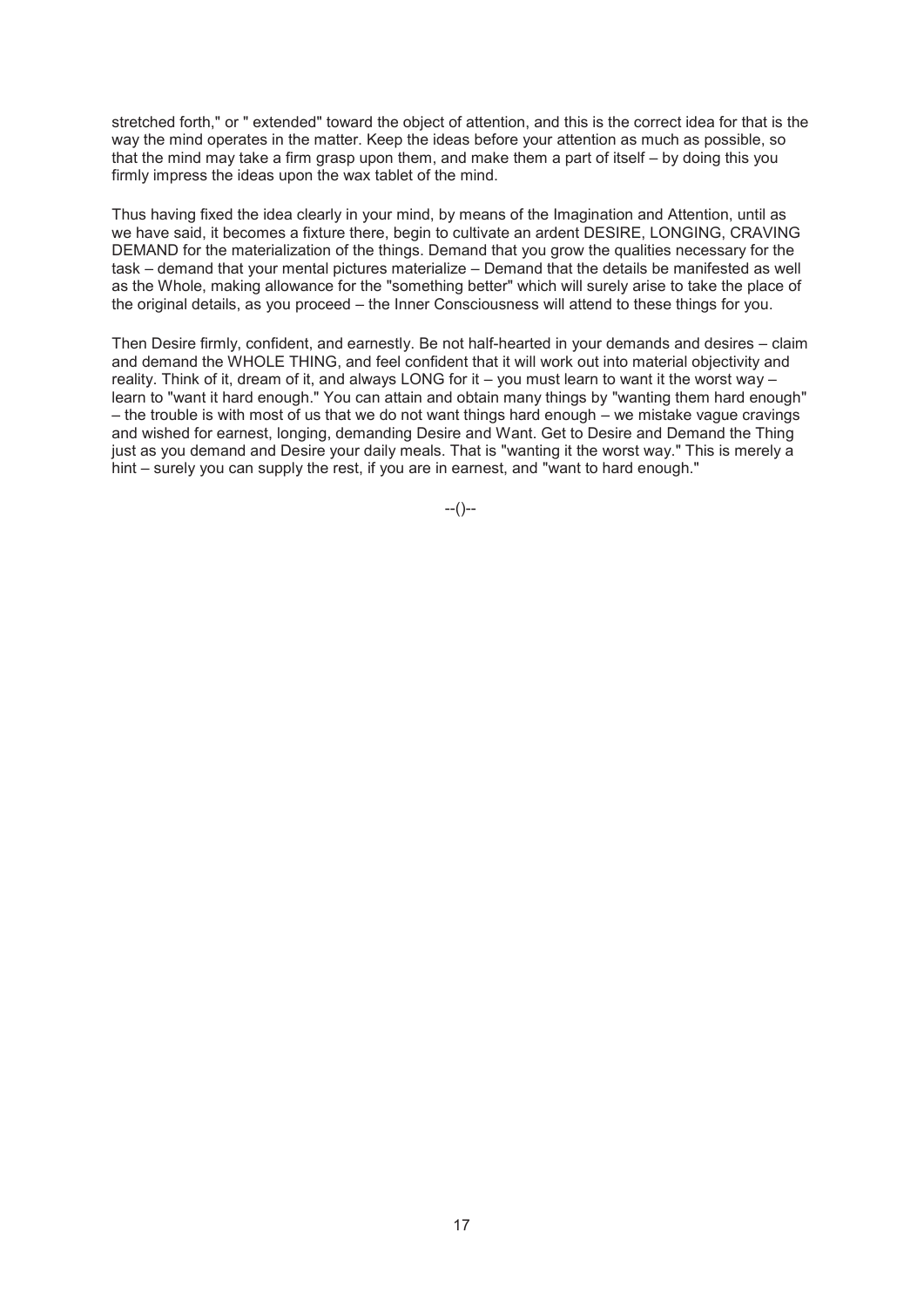stretched forth," or " extended" toward the object of attention, and this is the correct idea for that is the way the mind operates in the matter. Keep the ideas before your attention as much as possible, so that the mind may take a firm grasp upon them, and make them a part of itself – by doing this you firmly impress the ideas upon the wax tablet of the mind.

Thus having fixed the idea clearly in your mind, by means of the Imagination and Attention, until as we have said, it becomes a fixture there, begin to cultivate an ardent DESIRE, LONGING, CRAVING DEMAND for the materialization of the things. Demand that you grow the qualities necessary for the task – demand that your mental pictures materialize – Demand that the details be manifested as well as the Whole, making allowance for the "something better" which will surely arise to take the place of the original details, as you proceed – the Inner Consciousness will attend to these things for you.

Then Desire firmly, confident, and earnestly. Be not half-hearted in your demands and desires – claim and demand the WHOLE THING, and feel confident that it will work out into material objectivity and reality. Think of it, dream of it, and always LONG for it – you must learn to want it the worst way – learn to "want it hard enough." You can attain and obtain many things by "wanting them hard enough" – the trouble is with most of us that we do not want things hard enough – we mistake vague cravings and wished for earnest, longing, demanding Desire and Want. Get to Desire and Demand the Thing just as you demand and Desire your daily meals. That is "wanting it the worst way." This is merely a hint – surely you can supply the rest, if you are in earnest, and "want to hard enough."

--()--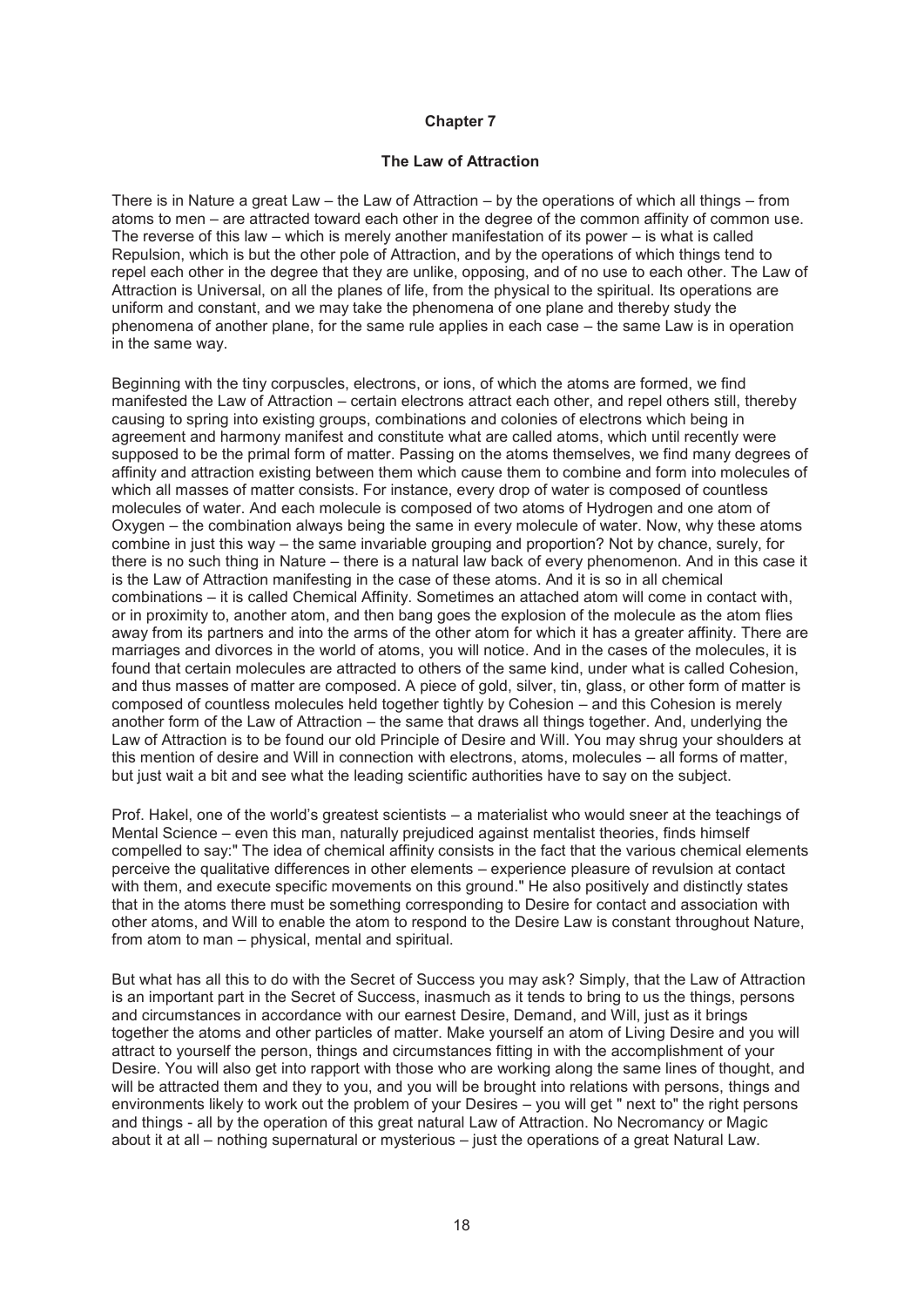**Chapter 7**

**The Law of Attraction**

There is in Nature a great Law – the Law of Attraction – by the operations of which all things – from atoms to men – are attracted toward each other in the degree of the common affinity of common use. The reverse of this law – which is merely another manifestation of its power – is what is called Repulsion, which is but the other pole of Attraction, and by the operations of which things tend to repel each other in the degree that they are unlike, opposing, and of no use to each other. The Law of Attraction is Universal, on all the planes of life, from the physical to the spiritual. Its operations are uniform and constant, and we may take the phenomena of one plane and thereby study the phenomena of another plane, for the same rule applies in each case – the same Law is in operation in the same way.

Beginning with the tiny corpuscles, electrons, or ions, of which the atoms are formed, we find manifested the Law of Attraction – certain electrons attract each other, and repel others still, thereby causing to spring into existing groups, combinations and colonies of electrons which being in agreement and harmony manifest and constitute what are called atoms, which until recently were supposed to be the primal form of matter. Passing on the atoms themselves, we find many degrees of affinity and attraction existing between them which cause them to combine and form into molecules of which all masses of matter consists. For instance, every drop of water is composed of countless molecules of water. And each molecule is composed of two atoms of Hydrogen and one atom of Oxygen – the combination always being the same in every molecule of water. Now, why these atoms combine in just this way – the same invariable grouping and proportion? Not by chance, surely, for there is no such thing in Nature – there is a natural law back of every phenomenon. And in this case it is the Law of Attraction manifesting in the case of these atoms. And it is so in all chemical combinations – it is called Chemical Affinity. Sometimes an attached atom will come in contact with, or in proximity to, another atom, and then bang goes the explosion of the molecule as the atom flies away from its partners and into the arms of the other atom for which it has a greater affinity. There are marriages and divorces in the world of atoms, you will notice. And in the cases of the molecules, it is found that certain molecules are attracted to others of the same kind, under what is called Cohesion, and thus masses of matter are composed. A piece of gold, silver, tin, glass, or other form of matter is composed of countless molecules held together tightly by Cohesion – and this Cohesion is merely another form of the Law of Attraction – the same that draws all things together. And, underlying the Law of Attraction is to be found our old Principle of Desire and Will. You may shrug your shoulders at this mention of desire and Will in connection with electrons, atoms, molecules – all forms of matter, but just wait a bit and see what the leading scientific authorities have to say on the subject.

Prof. Hakel, one of the world's greatest scientists – a materialist who would sneer at the teachings of Mental Science – even this man, naturally prejudiced against mentalist theories, finds himself compelled to say:" The idea of chemical affinity consists in the fact that the various chemical elements perceive the qualitative differences in other elements – experience pleasure of revulsion at contact with them, and execute specific movements on this ground." He also positively and distinctly states that in the atoms there must be something corresponding to Desire for contact and association with other atoms, and Will to enable the atom to respond to the Desire Law is constant throughout Nature, from atom to man – physical, mental and spiritual.

But what has all this to do with the Secret of Success you may ask? Simply, that the Law of Attraction is an important part in the Secret of Success, inasmuch as it tends to bring to us the things, persons and circumstances in accordance with our earnest Desire, Demand, and Will, just as it brings together the atoms and other particles of matter. Make yourself an atom of Living Desire and you will attract to yourself the person, things and circumstances fitting in with the accomplishment of your Desire. You will also get into rapport with those who are working along the same lines of thought, and will be attracted them and they to you, and you will be brought into relations with persons, things and environments likely to work out the problem of your Desires – you will get " next to" the right persons and things - all by the operation of this great natural Law of Attraction. No Necromancy or Magic about it at all – nothing supernatural or mysterious – just the operations of a great Natural Law.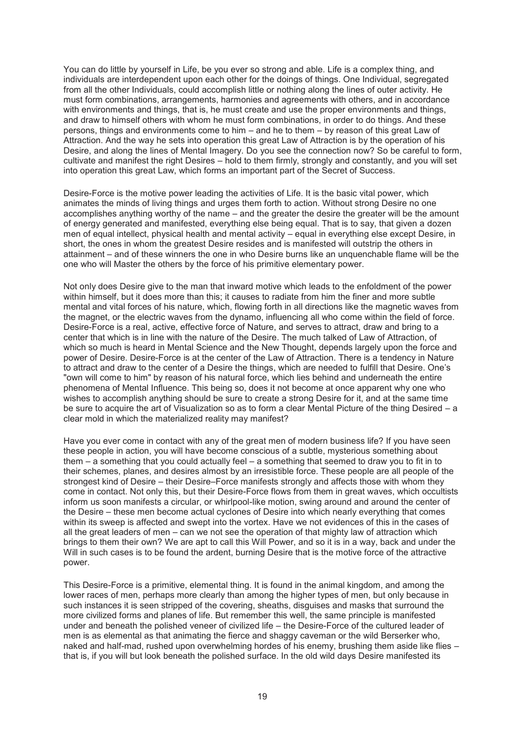You can do little by yourself in Life, be you ever so strong and able. Life is a complex thing, and individuals are interdependent upon each other for the doings of things. One Individual, segregated from all the other Individuals, could accomplish little or nothing along the lines of outer activity. He must form combinations, arrangements, harmonies and agreements with others, and in accordance with environments and things, that is, he must create and use the proper environments and things, and draw to himself others with whom he must form combinations, in order to do things. And these persons, things and environments come to him – and he to them – by reason of this great Law of Attraction. And the way he sets into operation this great Law of Attraction is by the operation of his Desire, and along the lines of Mental Imagery. Do you see the connection now? So be careful to form, cultivate and manifest the right Desires – hold to them firmly, strongly and constantly, and you will set into operation this great Law, which forms an important part of the Secret of Success.

Desire-Force is the motive power leading the activities of Life. It is the basic vital power, which animates the minds of living things and urges them forth to action. Without strong Desire no one accomplishes anything worthy of the name – and the greater the desire the greater will be the amount of energy generated and manifested, everything else being equal. That is to say, that given a dozen men of equal intellect, physical health and mental activity – equal in everything else except Desire, in short, the ones in whom the greatest Desire resides and is manifested will outstrip the others in attainment – and of these winners the one in who Desire burns like an unquenchable flame will be the one who will Master the others by the force of his primitive elementary power.

Not only does Desire give to the man that inward motive which leads to the enfoldment of the power within himself, but it does more than this; it causes to radiate from him the finer and more subtle mental and vital forces of his nature, which, flowing forth in all directions like the magnetic waves from the magnet, or the electric waves from the dynamo, influencing all who come within the field of force. Desire-Force is a real, active, effective force of Nature, and serves to attract, draw and bring to a center that which is in line with the nature of the Desire. The much talked of Law of Attraction, of which so much is heard in Mental Science and the New Thought, depends largely upon the force and power of Desire. Desire-Force is at the center of the Law of Attraction. There is a tendency in Nature to attract and draw to the center of a Desire the things, which are needed to fulfill that Desire. One's "own will come to him" by reason of his natural force, which lies behind and underneath the entire phenomena of Mental Influence. This being so, does it not become at once apparent why one who wishes to accomplish anything should be sure to create a strong Desire for it, and at the same time be sure to acquire the art of Visualization so as to form a clear Mental Picture of the thing Desired – a clear mold in which the materialized reality may manifest?

Have you ever come in contact with any of the great men of modern business life? If you have seen these people in action, you will have become conscious of a subtle, mysterious something about them – a something that you could actually feel – a something that seemed to draw you to fit in to their schemes, planes, and desires almost by an irresistible force. These people are all people of the strongest kind of Desire – their Desire–Force manifests strongly and affects those with whom they come in contact. Not only this, but their Desire-Force flows from them in great waves, which occultists inform us soon manifests a circular, or whirlpool-like motion, swing around and around the center of the Desire – these men become actual cyclones of Desire into which nearly everything that comes within its sweep is affected and swept into the vortex. Have we not evidences of this in the cases of all the great leaders of men – can we not see the operation of that mighty law of attraction which brings to them their own? We are apt to call this Will Power, and so it is in a way, back and under the Will in such cases is to be found the ardent, burning Desire that is the motive force of the attractive power.

This Desire-Force is a primitive, elemental thing. It is found in the animal kingdom, and among the lower races of men, perhaps more clearly than among the higher types of men, but only because in such instances it is seen stripped of the covering, sheaths, disguises and masks that surround the more civilized forms and planes of life. But remember this well, the same principle is manifested under and beneath the polished veneer of civilized life – the Desire-Force of the cultured leader of men is as elemental as that animating the fierce and shaggy caveman or the wild Berserker who, naked and half-mad, rushed upon overwhelming hordes of his enemy, brushing them aside like flies – that is, if you will but look beneath the polished surface. In the old wild days Desire manifested its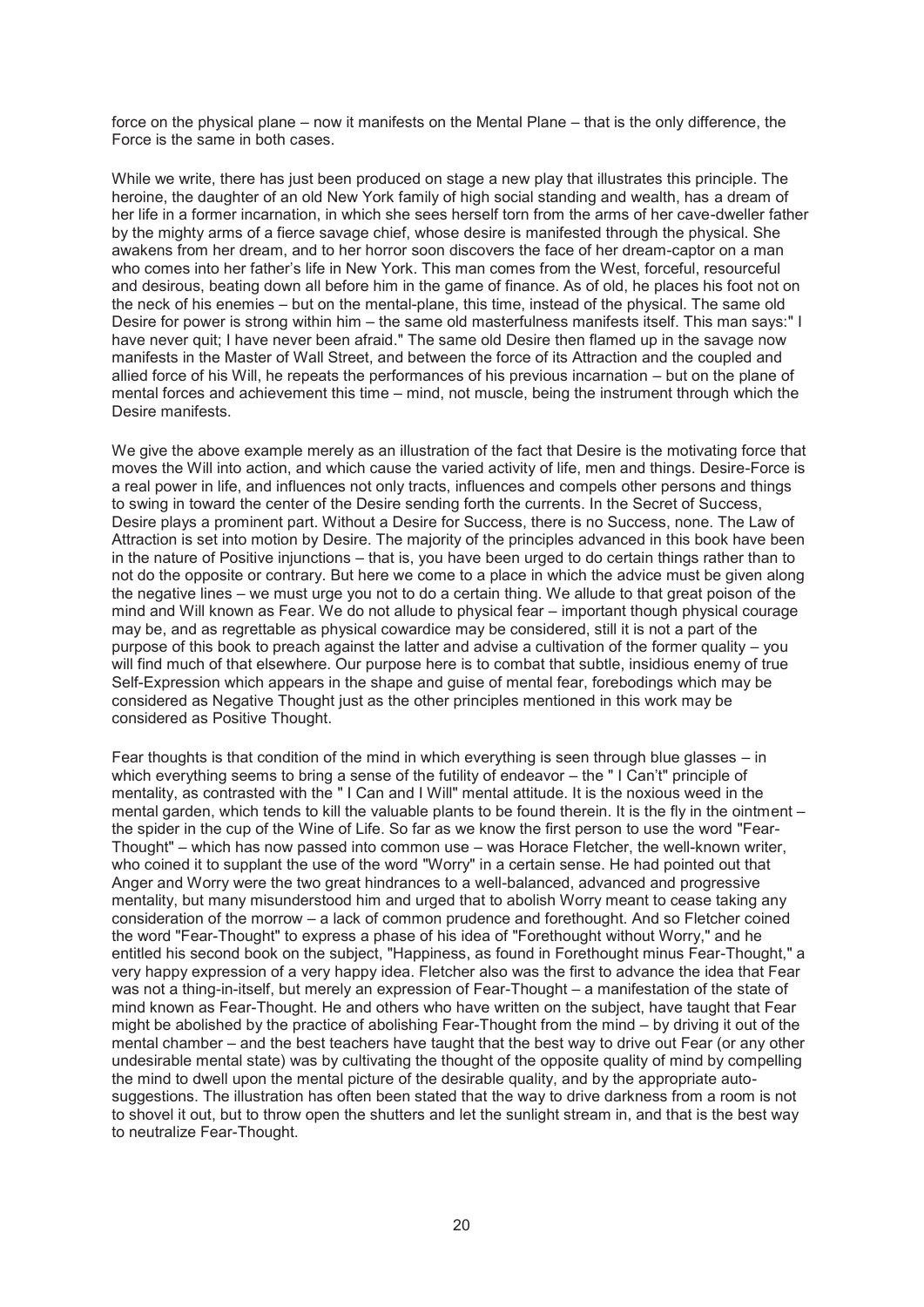force on the physical plane – now it manifests on the Mental Plane – that is the only difference, the Force is the same in both cases.

While we write, there has just been produced on stage a new play that illustrates this principle. The heroine, the daughter of an old New York family of high social standing and wealth, has a dream of her life in a former incarnation, in which she sees herself torn from the arms of her cave-dweller father by the mighty arms of a fierce savage chief, whose desire is manifested through the physical. She awakens from her dream, and to her horror soon discovers the face of her dream-captor on a man who comes into her father's life in New York. This man comes from the West, forceful, resourceful and desirous, beating down all before him in the game of finance. As of old, he places his foot not on the neck of his enemies – but on the mental-plane, this time, instead of the physical. The same old Desire for power is strong within him – the same old masterfulness manifests itself. This man says:" I have never quit; I have never been afraid." The same old Desire then flamed up in the savage now manifests in the Master of Wall Street, and between the force of its Attraction and the coupled and allied force of his Will, he repeats the performances of his previous incarnation – but on the plane of mental forces and achievement this time – mind, not muscle, being the instrument through which the Desire manifests.

We give the above example merely as an illustration of the fact that Desire is the motivating force that moves the Will into action, and which cause the varied activity of life, men and things. Desire-Force is a real power in life, and influences not only tracts, influences and compels other persons and things to swing in toward the center of the Desire sending forth the currents. In the Secret of Success, Desire plays a prominent part. Without a Desire for Success, there is no Success, none. The Law of Attraction is set into motion by Desire. The majority of the principles advanced in this book have been in the nature of Positive injunctions – that is, you have been urged to do certain things rather than to not do the opposite or contrary. But here we come to a place in which the advice must be given along the negative lines – we must urge you not to do a certain thing. We allude to that great poison of the mind and Will known as Fear. We do not allude to physical fear – important though physical courage may be, and as regrettable as physical cowardice may be considered, still it is not a part of the purpose of this book to preach against the latter and advise a cultivation of the former quality – you will find much of that elsewhere. Our purpose here is to combat that subtle, insidious enemy of true Self-Expression which appears in the shape and guise of mental fear, forebodings which may be considered as Negative Thought just as the other principles mentioned in this work may be considered as Positive Thought.

Fear thoughts is that condition of the mind in which everything is seen through blue glasses – in which everything seems to bring a sense of the futility of endeavor – the " I Can't" principle of mentality, as contrasted with the " I Can and I Will" mental attitude. It is the noxious weed in the mental garden, which tends to kill the valuable plants to be found therein. It is the fly in the ointment – the spider in the cup of the Wine of Life. So far as we know the first person to use the word "Fear-Thought" – which has now passed into common use – was Horace Fletcher, the well-known writer, who coined it to supplant the use of the word "Worry" in a certain sense. He had pointed out that Anger and Worry were the two great hindrances to a well-balanced, advanced and progressive mentality, but many misunderstood him and urged that to abolish Worry meant to cease taking any consideration of the morrow – a lack of common prudence and forethought. And so Fletcher coined the word "Fear-Thought" to express a phase of his idea of "Forethought without Worry," and he entitled his second book on the subject, "Happiness, as found in Forethought minus Fear-Thought," a very happy expression of a very happy idea. Fletcher also was the first to advance the idea that Fear was not a thing-in-itself, but merely an expression of Fear-Thought – a manifestation of the state of mind known as Fear-Thought. He and others who have written on the subject, have taught that Fear might be abolished by the practice of abolishing Fear-Thought from the mind – by driving it out of the mental chamber – and the best teachers have taught that the best way to drive out Fear (or any other undesirable mental state) was by cultivating the thought of the opposite quality of mind by compelling the mind to dwell upon the mental picture of the desirable quality, and by the appropriate auto-suggestions. The illustration has often been stated that the way to drive darkness from a room is not to shovel it out, but to throw open the shutters and let the sunlight stream in, and that is the best way to neutralize Fear-Thought.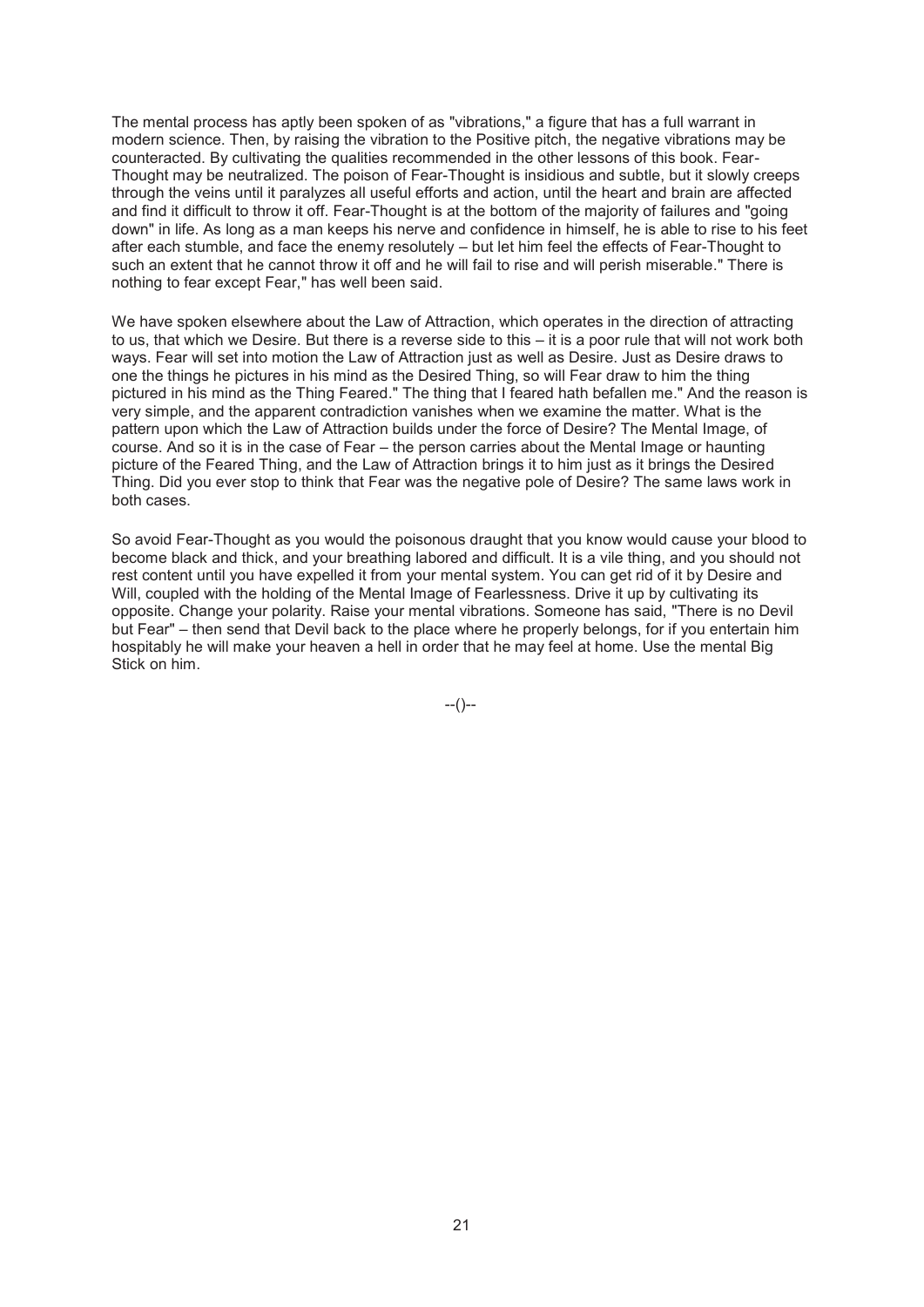The mental process has aptly been spoken of as "vibrations," a figure that has a full warrant in modern science. Then, by raising the vibration to the Positive pitch, the negative vibrations may be counteracted. By cultivating the qualities recommended in the other lessons of this book. Fear-Thought may be neutralized. The poison of Fear-Thought is insidious and subtle, but it slowly creeps through the veins until it paralyzes all useful efforts and action, until the heart and brain are affected and find it difficult to throw it off. Fear-Thought is at the bottom of the majority of failures and "going down" in life. As long as a man keeps his nerve and confidence in himself, he is able to rise to his feet after each stumble, and face the enemy resolutely – but let him feel the effects of Fear-Thought to such an extent that he cannot throw it off and he will fail to rise and will perish miserable." There is nothing to fear except Fear," has well been said.

We have spoken elsewhere about the Law of Attraction, which operates in the direction of attracting to us, that which we Desire. But there is a reverse side to this – it is a poor rule that will not work both ways. Fear will set into motion the Law of Attraction just as well as Desire. Just as Desire draws to one the things he pictures in his mind as the Desired Thing, so will Fear draw to him the thing pictured in his mind as the Thing Feared." The thing that I feared hath befallen me." And the reason is very simple, and the apparent contradiction vanishes when we examine the matter. What is the pattern upon which the Law of Attraction builds under the force of Desire? The Mental Image, of course. And so it is in the case of Fear – the person carries about the Mental Image or haunting picture of the Feared Thing, and the Law of Attraction brings it to him just as it brings the Desired Thing. Did you ever stop to think that Fear was the negative pole of Desire? The same laws work in both cases.

So avoid Fear-Thought as you would the poisonous draught that you know would cause your blood to become black and thick, and your breathing labored and difficult. It is a vile thing, and you should not rest content until you have expelled it from your mental system. You can get rid of it by Desire and Will, coupled with the holding of the Mental Image of Fearlessness. Drive it up by cultivating its opposite. Change your polarity. Raise your mental vibrations. Someone has said, "There is no Devil but Fear" – then send that Devil back to the place where he properly belongs, for if you entertain him hospitably he will make your heaven a hell in order that he may feel at home. Use the mental Big Stick on him.

--()--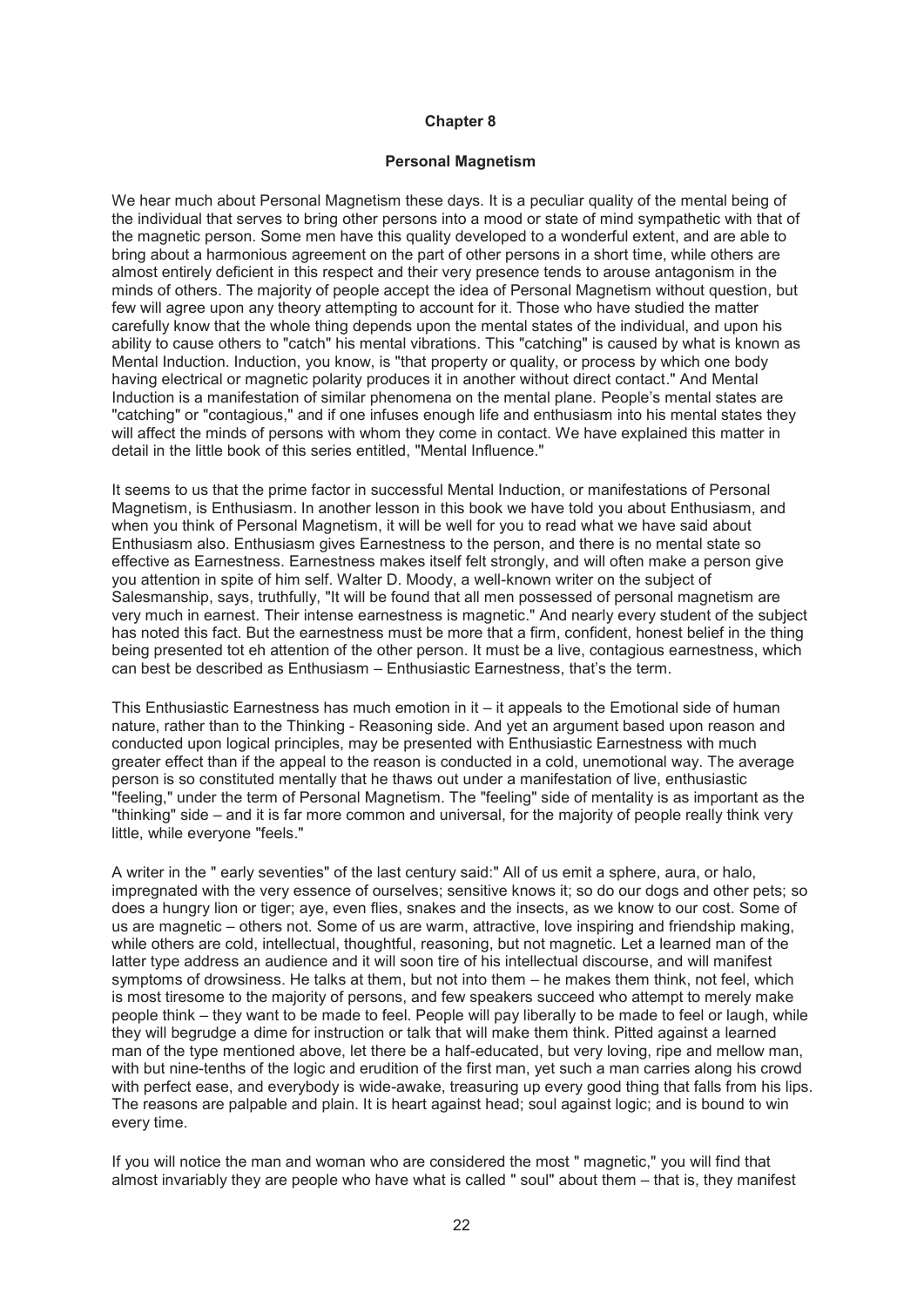## Chapter 8

### Personal Magnetism

We hear much about Personal Magnetism these days. It is a peculiar quality of the mental being of the individual that serves to bring other persons into a mood or state of mind sympathetic with that of the magnetic person. Some men have this quality developed to a wonderful extent, and are able to bring about a harmonious agreement on the part of other persons in a short time, while others are almost entirely deficient in this respect and their very presence tends to arouse antagonism in the minds of others. The majority of people accept the idea of Personal Magnetism without question, but few will agree upon any theory attempting to account for it. Those who have studied the matter carefully know that the whole thing depends upon the mental states of the individual, and upon his ability to cause others to "catch" his mental vibrations. This "catching" is caused by what is known as Mental Induction. Induction, you know, is "that property or quality, or process by which one body having electrical or magnetic polarity produces it in another without direct contact." And Mental Induction is a manifestation of similar phenomena on the mental plane. People's mental states are "catching" or "contagious," and if one infuses enough life and enthusiasm into his mental states they will affect the minds of persons with whom they come in contact. We have explained this matter in detail in the little book of this series entitled, "Mental Influence."

It seems to us that the prime factor in successful Mental Induction, or manifestations of Personal Magnetism, is Enthusiasm. In another lesson in this book we have told you about Enthusiasm, and when you think of Personal Magnetism, it will be well for you to read what we have said about Enthusiasm also. Enthusiasm gives Earnestness to the person, and there is no mental state so effective as Earnestness. Earnestness makes itself felt strongly, and will often make a person give you attention in spite of him self. Walter D. Moody, a well-known writer on the subject of Salesmanship, says, truthfully, "It will be found that all men possessed of personal magnetism are very much in earnest. Their intense earnestness is magnetic." And nearly every student of the subject has noted this fact. But the earnestness must be more that a firm, confident, honest belief in the thing being presented tot eh attention of the other person. It must be a live, contagious earnestness, which can best be described as Enthusiasm – Enthusiastic Earnestness, that's the term.

This Enthusiastic Earnestness has much emotion in it – it appeals to the Emotional side of human nature, rather than to the Thinking - Reasoning side. And yet an argument based upon reason and conducted upon logical principles, may be presented with Enthusiastic Earnestness with much greater effect than if the appeal to the reason is conducted in a cold, unemotional way. The average person is so constituted mentally that he thaws out under a manifestation of live, enthusiastic "feeling," under the term of Personal Magnetism. The "feeling" side of mentality is as important as the "thinking" side – and it is far more common and universal, for the majority of people really think very little, while everyone "feels."

A writer in the " early seventies" of the last century said:" All of us emit a sphere, aura, or halo, impregnated with the very essence of ourselves; sensitive knows it; so do our dogs and other pets; so does a hungry lion or tiger; aye, even flies, snakes and the insects, as we know to our cost. Some of us are magnetic – others not. Some of us are warm, attractive, love inspiring and friendship making, while others are cold, intellectual, thoughtful, reasoning, but not magnetic. Let a learned man of the latter type address an audience and it will soon tire of his intellectual discourse, and will manifest symptoms of drowsiness. He talks at them, but not into them – he makes them think, not feel, which is most tiresome to the majority of persons, and few speakers succeed who attempt to merely make people think – they want to be made to feel. People will pay liberally to be made to feel or laugh, while they will begrudge a dime for instruction or talk that will make them think. Pitted against a learned man of the type mentioned above, let there be a half-educated, but very loving, ripe and mellow man, with but nine-tenths of the logic and erudition of the first man, yet such a man carries along his crowd with perfect ease, and everybody is wide-awake, treasuring up every good thing that falls from his lips. The reasons are palpable and plain. It is heart against head; soul against logic; and is bound to win every time.

If you will notice the man and woman who are considered the most " magnetic," you will find that almost invariably they are people who have what is called " soul" about them – that is, they manifest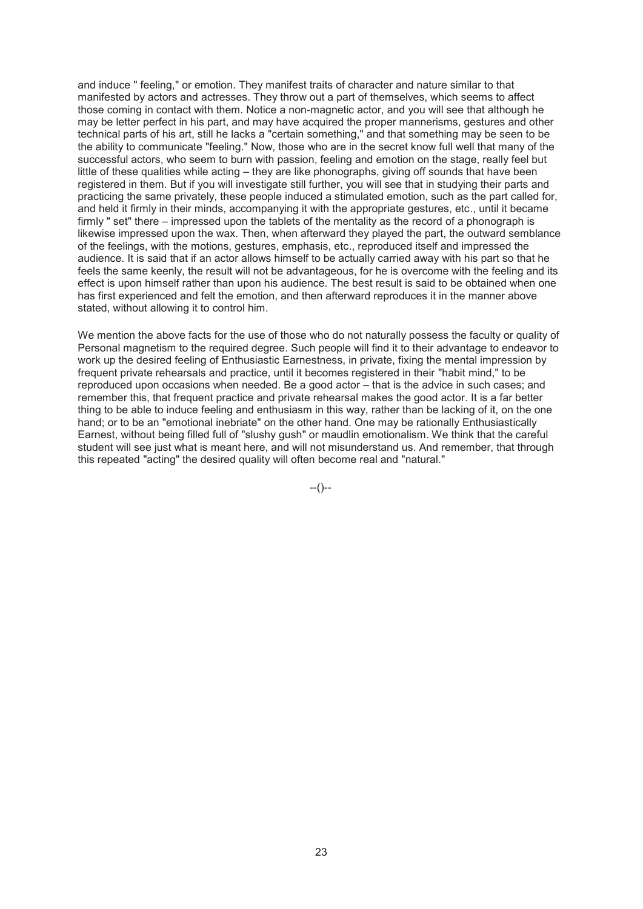and induce " feeling," or emotion. They manifest traits of character and nature similar to that manifested by actors and actresses. They throw out a part of themselves, which seems to affect those coming in contact with them. Notice a non-magnetic actor, and you will see that although he may be letter perfect in his part, and may have acquired the proper mannerisms, gestures and other technical parts of his art, still he lacks a "certain something," and that something may be seen to be the ability to communicate "feeling." Now, those who are in the secret know full well that many of the successful actors, who seem to burn with passion, feeling and emotion on the stage, really feel but little of these qualities while acting – they are like phonographs, giving off sounds that have been registered in them. But if you will investigate still further, you will see that in studying their parts and practicing the same privately, these people induced a stimulated emotion, such as the part called for, and held it firmly in their minds, accompanying it with the appropriate gestures, etc., until it became firmly " set" there – impressed upon the tablets of the mentality as the record of a phonograph is likewise impressed upon the wax. Then, when afterward they played the part, the outward semblance of the feelings, with the motions, gestures, emphasis, etc., reproduced itself and impressed the audience. It is said that if an actor allows himself to be actually carried away with his part so that he feels the same keenly, the result will not be advantageous, for he is overcome with the feeling and its effect is upon himself rather than upon his audience. The best result is said to be obtained when one has first experienced and felt the emotion, and then afterward reproduces it in the manner above stated, without allowing it to control him.

We mention the above facts for the use of those who do not naturally possess the faculty or quality of Personal magnetism to the required degree. Such people will find it to their advantage to endeavor to work up the desired feeling of Enthusiastic Earnestness, in private, fixing the mental impression by frequent private rehearsals and practice, until it becomes registered in their "habit mind," to be reproduced upon occasions when needed. Be a good actor – that is the advice in such cases; and remember this, that frequent practice and private rehearsal makes the good actor. It is a far better thing to be able to induce feeling and enthusiasm in this way, rather than be lacking of it, on the one hand; or to be an "emotional inebriate" on the other hand. One may be rationally Enthusiastically Earnest, without being filled full of "slushy gush" or maudlin emotionalism. We think that the careful student will see just what is meant here, and will not misunderstand us. And remember, that through this repeated "acting" the desired quality will often become real and "natural."

--()--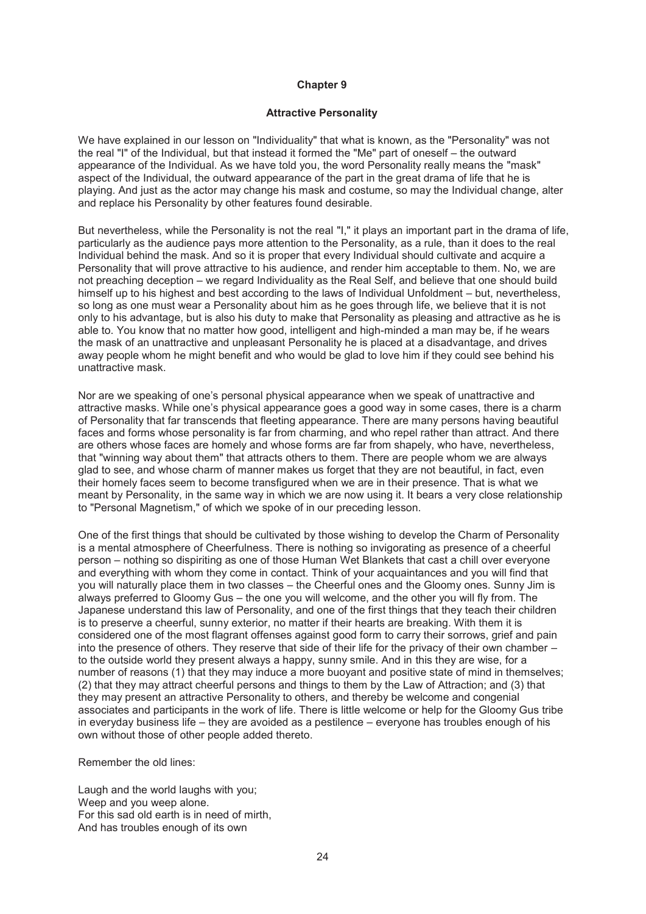## Chapter 9

### Attractive Personality

We have explained in our lesson on "Individuality" that what is known, as the "Personality" was not the real "I" of the Individual, but that instead it formed the "Me" part of oneself – the outward appearance of the Individual. As we have told you, the word Personality really means the "mask" aspect of the Individual, the outward appearance of the part in the great drama of life that he is playing. And just as the actor may change his mask and costume, so may the Individual change, alter and replace his Personality by other features found desirable.

But nevertheless, while the Personality is not the real "I," it plays an important part in the drama of life, particularly as the audience pays more attention to the Personality, as a rule, than it does to the real Individual behind the mask. And so it is proper that every Individual should cultivate and acquire a Personality that will prove attractive to his audience, and render him acceptable to them. No, we are not preaching deception – we regard Individuality as the Real Self, and believe that one should build himself up to his highest and best according to the laws of Individual Unfoldment – but, nevertheless, so long as one must wear a Personality about him as he goes through life, we believe that it is not only to his advantage, but is also his duty to make that Personality as pleasing and attractive as he is able to. You know that no matter how good, intelligent and high-minded a man may be, if he wears the mask of an unattractive and unpleasant Personality he is placed at a disadvantage, and drives away people whom he might benefit and who would be glad to love him if they could see behind his unattractive mask.

Nor are we speaking of one's personal physical appearance when we speak of unattractive and attractive masks. While one's physical appearance goes a good way in some cases, there is a charm of Personality that far transcends that fleeting appearance. There are many persons having beautiful faces and forms whose personality is far from charming, and who repel rather than attract. And there are others whose faces are homely and whose forms are far from shapely, who have, nevertheless, that "winning way about them" that attracts others to them. There are people whom we are always glad to see, and whose charm of manner makes us forget that they are not beautiful, in fact, even their homely faces seem to become transfigured when we are in their presence. That is what we meant by Personality, in the same way in which we are now using it. It bears a very close relationship to "Personal Magnetism," of which we spoke of in our preceding lesson.

One of the first things that should be cultivated by those wishing to develop the Charm of Personality is a mental atmosphere of Cheerfulness. There is nothing so invigorating as presence of a cheerful person – nothing so dispiriting as one of those Human Wet Blankets that cast a chill over everyone and everything with whom they come in contact. Think of your acquaintances and you will find that you will naturally place them in two classes – the Cheerful ones and the Gloomy ones. Sunny Jim is always preferred to Gloomy Gus – the one you will welcome, and the other you will fly from. The Japanese understand this law of Personality, and one of the first things that they teach their children is to preserve a cheerful, sunny exterior, no matter if their hearts are breaking. With them it is considered one of the most flagrant offenses against good form to carry their sorrows, grief and pain into the presence of others. They reserve that side of their life for the privacy of their own chamber – to the outside world they present always a happy, sunny smile. And in this they are wise, for a number of reasons (1) that they may induce a more buoyant and positive state of mind in themselves; (2) that they may attract cheerful persons and things to them by the Law of Attraction; and (3) that they may present an attractive Personality to others, and thereby be welcome and congenial associates and participants in the work of life. There is little welcome or help for the Gloomy Gus tribe in everyday business life – they are avoided as a pestilence – everyone has troubles enough of his own without those of other people added thereto.

Remember the old lines:

Laugh and the world laughs with you;  
Weep and you weep alone.  
For this sad old earth is in need of mirth,  
And has troubles enough of its own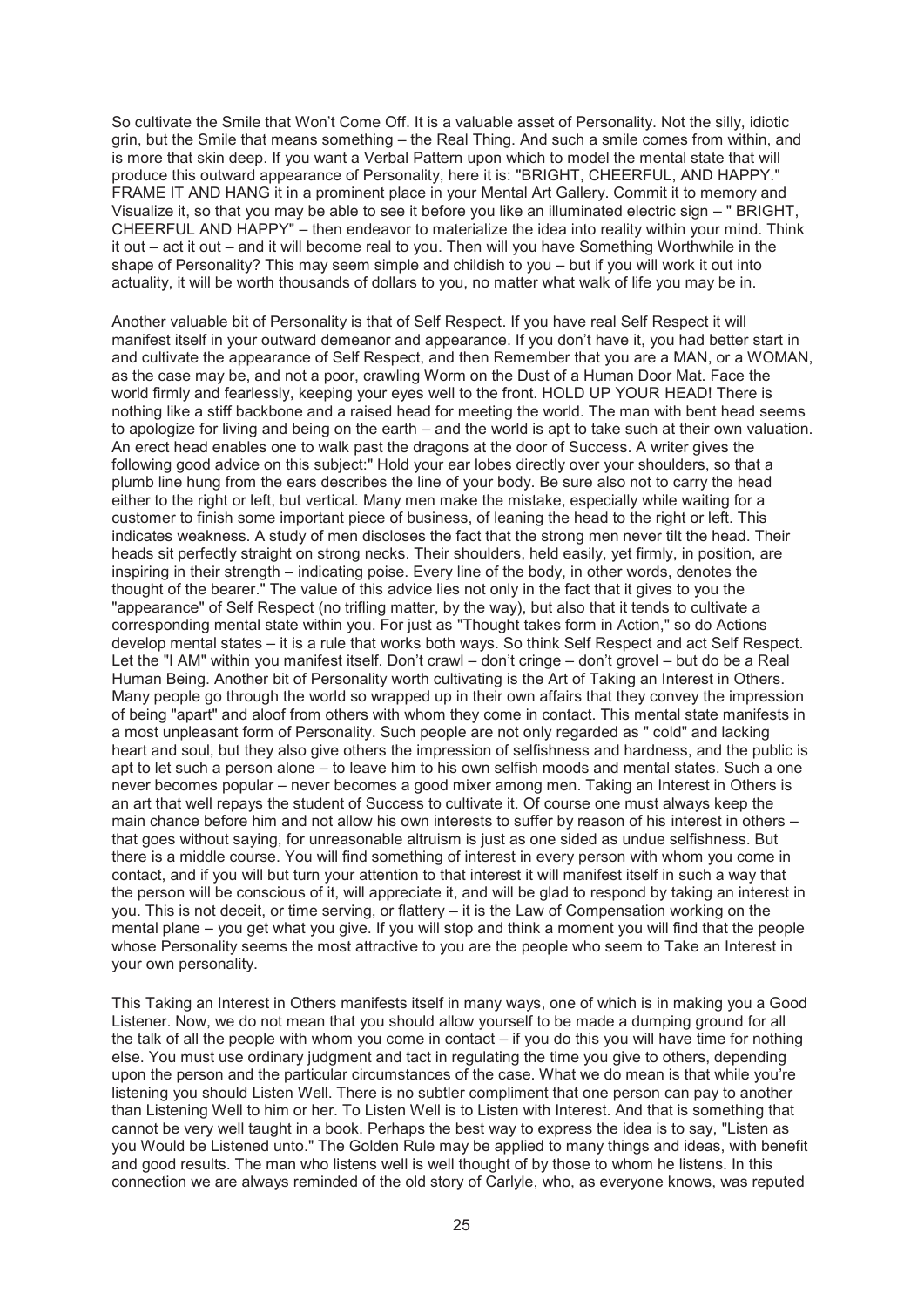So cultivate the Smile that Won't Come Off. It is a valuable asset of Personality. Not the silly, idiotic grin, but the Smile that means something – the Real Thing. And such a smile comes from within, and is more that skin deep. If you want a Verbal Pattern upon which to model the mental state that will produce this outward appearance of Personality, here it is: "BRIGHT, CHEERFUL, AND HAPPY." FRAME IT AND HANG it in a prominent place in your Mental Art Gallery. Commit it to memory and Visualize it, so that you may be able to see it before you like an illuminated electric sign – " BRIGHT, CHEERFUL AND HAPPY" – then endeavor to materialize the idea into reality within your mind. Think it out – act it out – and it will become real to you. Then will you have Something Worthwhile in the shape of Personality? This may seem simple and childish to you – but if you will work it out into actuality, it will be worth thousands of dollars to you, no matter what walk of life you may be in.

Another valuable bit of Personality is that of Self Respect. If you have real Self Respect it will manifest itself in your outward demeanor and appearance. If you don't have it, you had better start in and cultivate the appearance of Self Respect, and then Remember that you are a MAN, or a WOMAN, as the case may be, and not a poor, crawling Worm on the Dust of a Human Door Mat. Face the world firmly and fearlessly, keeping your eyes well to the front. HOLD UP YOUR HEAD! There is nothing like a stiff backbone and a raised head for meeting the world. The man with bent head seems to apologize for living and being on the earth – and the world is apt to take such at their own valuation. An erect head enables one to walk past the dragons at the door of Success. A writer gives the following good advice on this subject:" Hold your ear lobes directly over your shoulders, so that a plumb line hung from the ears describes the line of your body. Be sure also not to carry the head either to the right or left, but vertical. Many men make the mistake, especially while waiting for a customer to finish some important piece of business, of leaning the head to the right or left. This indicates weakness. A study of men discloses the fact that the strong men never tilt the head. Their heads sit perfectly straight on strong necks. Their shoulders, held easily, yet firmly, in position, are inspiring in their strength – indicating poise. Every line of the body, in other words, denotes the thought of the bearer." The value of this advice lies not only in the fact that it gives to you the "appearance" of Self Respect (no trifling matter, by the way), but also that it tends to cultivate a corresponding mental state within you. For just as "Thought takes form in Action," so do Actions develop mental states – it is a rule that works both ways. So think Self Respect and act Self Respect. Let the "I AM" within you manifest itself. Don't crawl – don't cringe – don't grovel – but do be a Real Human Being. Another bit of Personality worth cultivating is the Art of Taking an Interest in Others. Many people go through the world so wrapped up in their own affairs that they convey the impression of being "apart" and aloof from others with whom they come in contact. This mental state manifests in a most unpleasant form of Personality. Such people are not only regarded as " cold" and lacking heart and soul, but they also give others the impression of selfishness and hardness, and the public is apt to let such a person alone – to leave him to his own selfish moods and mental states. Such a one never becomes popular – never becomes a good mixer among men. Taking an Interest in Others is an art that well repays the student of Success to cultivate it. Of course one must always keep the main chance before him and not allow his own interests to suffer by reason of his interest in others – that goes without saying, for unreasonable altruism is just as one sided as undue selfishness. But there is a middle course. You will find something of interest in every person with whom you come in contact, and if you will but turn your attention to that interest it will manifest itself in such a way that the person will be conscious of it, will appreciate it, and will be glad to respond by taking an interest in you. This is not deceit, or time serving, or flattery – it is the Law of Compensation working on the mental plane – you get what you give. If you will stop and think a moment you will find that the people whose Personality seems the most attractive to you are the people who seem to Take an Interest in your own personality.

This Taking an Interest in Others manifests itself in many ways, one of which is in making you a Good Listener. Now, we do not mean that you should allow yourself to be made a dumping ground for all the talk of all the people with whom you come in contact – if you do this you will have time for nothing else. You must use ordinary judgment and tact in regulating the time you give to others, depending upon the person and the particular circumstances of the case. What we do mean is that while you're listening you should Listen Well. There is no subtler compliment that one person can pay to another than Listening Well to him or her. To Listen Well is to Listen with Interest. And that is something that cannot be very well taught in a book. Perhaps the best way to express the idea is to say, "Listen as you Would be Listened unto." The Golden Rule may be applied to many things and ideas, with benefit and good results. The man who listens well is well thought of by those to whom he listens. In this connection we are always reminded of the old story of Carlyle, who, as everyone knows, was reputed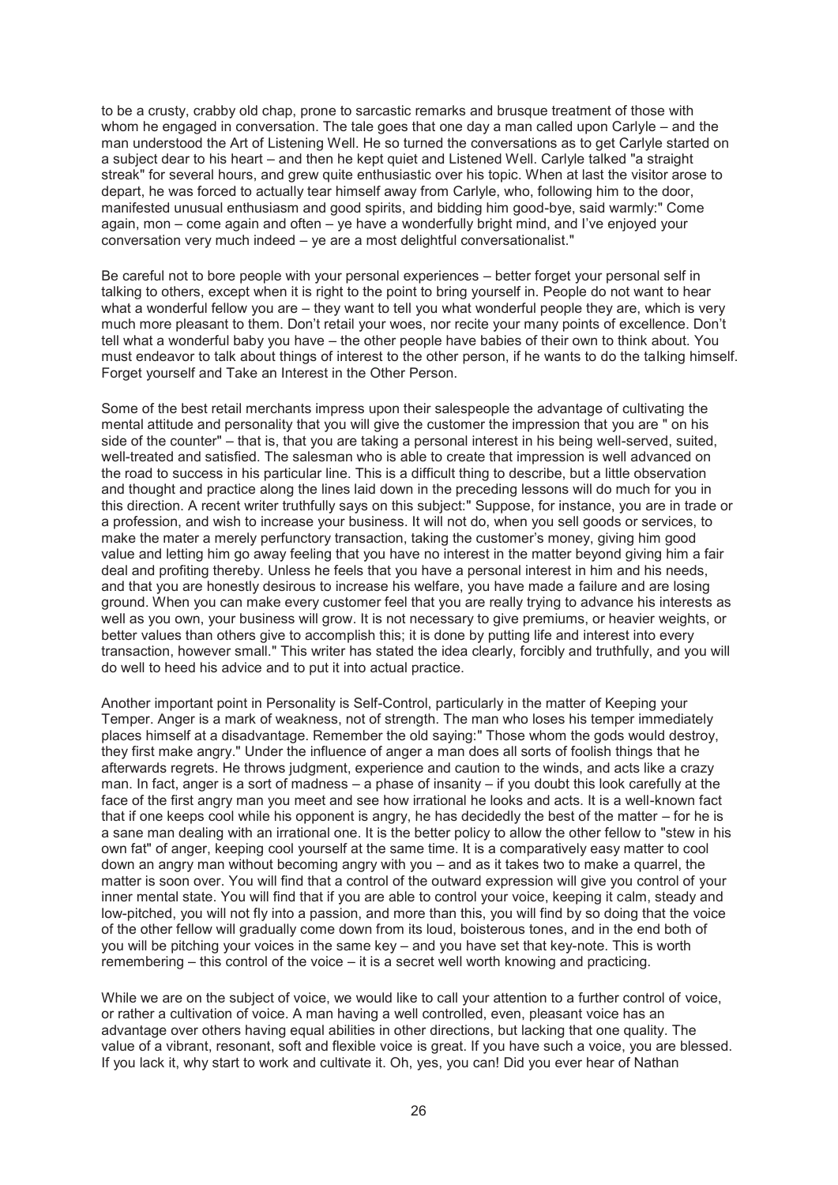to be a crusty, crabby old chap, prone to sarcastic remarks and brusque treatment of those with whom he engaged in conversation. The tale goes that one day a man called upon Carlyle – and the man understood the Art of Listening Well. He so turned the conversations as to get Carlyle started on a subject dear to his heart – and then he kept quiet and Listened Well. Carlyle talked "a straight streak" for several hours, and grew quite enthusiastic over his topic. When at last the visitor arose to depart, he was forced to actually tear himself away from Carlyle, who, following him to the door, manifested unusual enthusiasm and good spirits, and bidding him good-bye, said warmly:" Come again, mon – come again and often – ye have a wonderfully bright mind, and I've enjoyed your conversation very much indeed – ye are a most delightful conversationalist."

Be careful not to bore people with your personal experiences – better forget your personal self in talking to others, except when it is right to the point to bring yourself in. People do not want to hear what a wonderful fellow you are – they want to tell you what wonderful people they are, which is very much more pleasant to them. Don't retail your woes, nor recite your many points of excellence. Don't tell what a wonderful baby you have – the other people have babies of their own to think about. You must endeavor to talk about things of interest to the other person, if he wants to do the talking himself. Forget yourself and Take an Interest in the Other Person.

Some of the best retail merchants impress upon their salespeople the advantage of cultivating the mental attitude and personality that you will give the customer the impression that you are " on his side of the counter" – that is, that you are taking a personal interest in his being well-served, suited, well-treated and satisfied. The salesman who is able to create that impression is well advanced on the road to success in his particular line. This is a difficult thing to describe, but a little observation and thought and practice along the lines laid down in the preceding lessons will do much for you in this direction. A recent writer truthfully says on this subject:" Suppose, for instance, you are in trade or a profession, and wish to increase your business. It will not do, when you sell goods or services, to make the mater a merely perfunctory transaction, taking the customer's money, giving him good value and letting him go away feeling that you have no interest in the matter beyond giving him a fair deal and profiting thereby. Unless he feels that you have a personal interest in him and his needs, and that you are honestly desirous to increase his welfare, you have made a failure and are losing ground. When you can make every customer feel that you are really trying to advance his interests as well as you own, your business will grow. It is not necessary to give premiums, or heavier weights, or better values than others give to accomplish this; it is done by putting life and interest into every transaction, however small." This writer has stated the idea clearly, forcibly and truthfully, and you will do well to heed his advice and to put it into actual practice.

Another important point in Personality is Self-Control, particularly in the matter of Keeping your Temper. Anger is a mark of weakness, not of strength. The man who loses his temper immediately places himself at a disadvantage. Remember the old saying:" Those whom the gods would destroy, they first make angry." Under the influence of anger a man does all sorts of foolish things that he afterwards regrets. He throws judgment, experience and caution to the winds, and acts like a crazy man. In fact, anger is a sort of madness – a phase of insanity – if you doubt this look carefully at the face of the first angry man you meet and see how irrational he looks and acts. It is a well-known fact that if one keeps cool while his opponent is angry, he has decidedly the best of the matter – for he is a sane man dealing with an irrational one. It is the better policy to allow the other fellow to "stew in his own fat" of anger, keeping cool yourself at the same time. It is a comparatively easy matter to cool down an angry man without becoming angry with you – and as it takes two to make a quarrel, the matter is soon over. You will find that a control of the outward expression will give you control of your inner mental state. You will find that if you are able to control your voice, keeping it calm, steady and low-pitched, you will not fly into a passion, and more than this, you will find by so doing that the voice of the other fellow will gradually come down from its loud, boisterous tones, and in the end both of you will be pitching your voices in the same key – and you have set that key-note. This is worth remembering – this control of the voice – it is a secret well worth knowing and practicing.

While we are on the subject of voice, we would like to call your attention to a further control of voice, or rather a cultivation of voice. A man having a well controlled, even, pleasant voice has an advantage over others having equal abilities in other directions, but lacking that one quality. The value of a vibrant, resonant, soft and flexible voice is great. If you have such a voice, you are blessed. If you lack it, why start to work and cultivate it. Oh, yes, you can! Did you ever hear of Nathan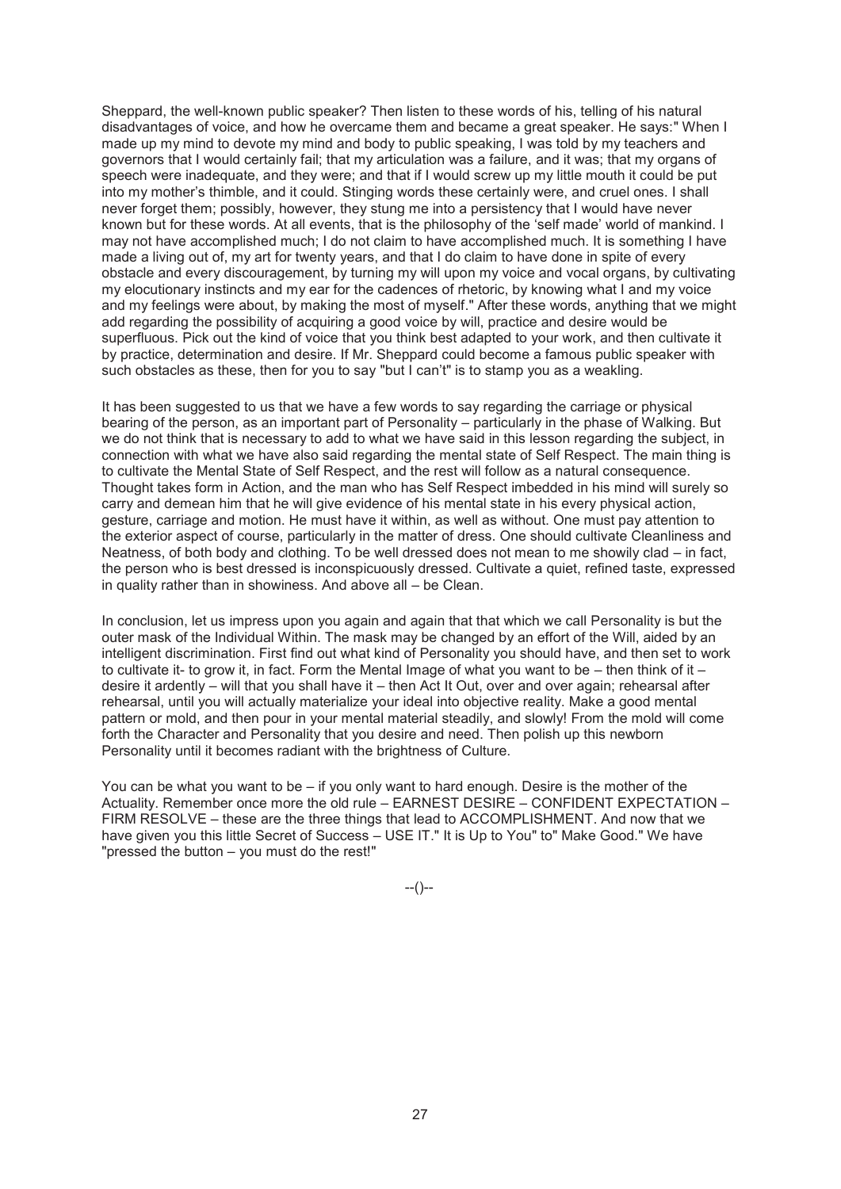Sheppard, the well-known public speaker? Then listen to these words of his, telling of his natural disadvantages of voice, and how he overcame them and became a great speaker. He says:" When I made up my mind to devote my mind and body to public speaking, I was told by my teachers and governors that I would certainly fail; that my articulation was a failure, and it was; that my organs of speech were inadequate, and they were; and that if I would screw up my little mouth it could be put into my mother's thimble, and it could. Stinging words these certainly were, and cruel ones. I shall never forget them; possibly, however, they stung me into a persistency that I would have never known but for these words. At all events, that is the philosophy of the 'self made' world of mankind. I may not have accomplished much; I do not claim to have accomplished much. It is something I have made a living out of, my art for twenty years, and that I do claim to have done in spite of every obstacle and every discouragement, by turning my will upon my voice and vocal organs, by cultivating my elocutionary instincts and my ear for the cadences of rhetoric, by knowing what I and my voice and my feelings were about, by making the most of myself." After these words, anything that we might add regarding the possibility of acquiring a good voice by will, practice and desire would be superfluous. Pick out the kind of voice that you think best adapted to your work, and then cultivate it by practice, determination and desire. If Mr. Sheppard could become a famous public speaker with such obstacles as these, then for you to say "but I can't" is to stamp you as a weakling.

It has been suggested to us that we have a few words to say regarding the carriage or physical bearing of the person, as an important part of Personality – particularly in the phase of Walking. But we do not think that is necessary to add to what we have said in this lesson regarding the subject, in connection with what we have also said regarding the mental state of Self Respect. The main thing is to cultivate the Mental State of Self Respect, and the rest will follow as a natural consequence. Thought takes form in Action, and the man who has Self Respect imbedded in his mind will surely so carry and demean him that he will give evidence of his mental state in his every physical action, gesture, carriage and motion. He must have it within, as well as without. One must pay attention to the exterior aspect of course, particularly in the matter of dress. One should cultivate Cleanliness and Neatness, of both body and clothing. To be well dressed does not mean to me showily clad – in fact, the person who is best dressed is inconspicuously dressed. Cultivate a quiet, refined taste, expressed in quality rather than in showiness. And above all – be Clean.

In conclusion, let us impress upon you again and again that that which we call Personality is but the outer mask of the Individual Within. The mask may be changed by an effort of the Will, aided by an intelligent discrimination. First find out what kind of Personality you should have, and then set to work to cultivate it- to grow it, in fact. Form the Mental Image of what you want to be – then think of it – desire it ardently – will that you shall have it – then Act It Out, over and over again; rehearsal after rehearsal, until you will actually materialize your ideal into objective reality. Make a good mental pattern or mold, and then pour in your mental material steadily, and slowly! From the mold will come forth the Character and Personality that you desire and need. Then polish up this newborn Personality until it becomes radiant with the brightness of Culture.

You can be what you want to be – if you only want to hard enough. Desire is the mother of the Actuality. Remember once more the old rule – EARNEST DESIRE – CONFIDENT EXPECTATION – FIRM RESOLVE – these are the three things that lead to ACCOMPLISHMENT. And now that we have given you this little Secret of Success – USE IT." It is Up to You" to" Make Good." We have "pressed the button – you must do the rest!"

--()--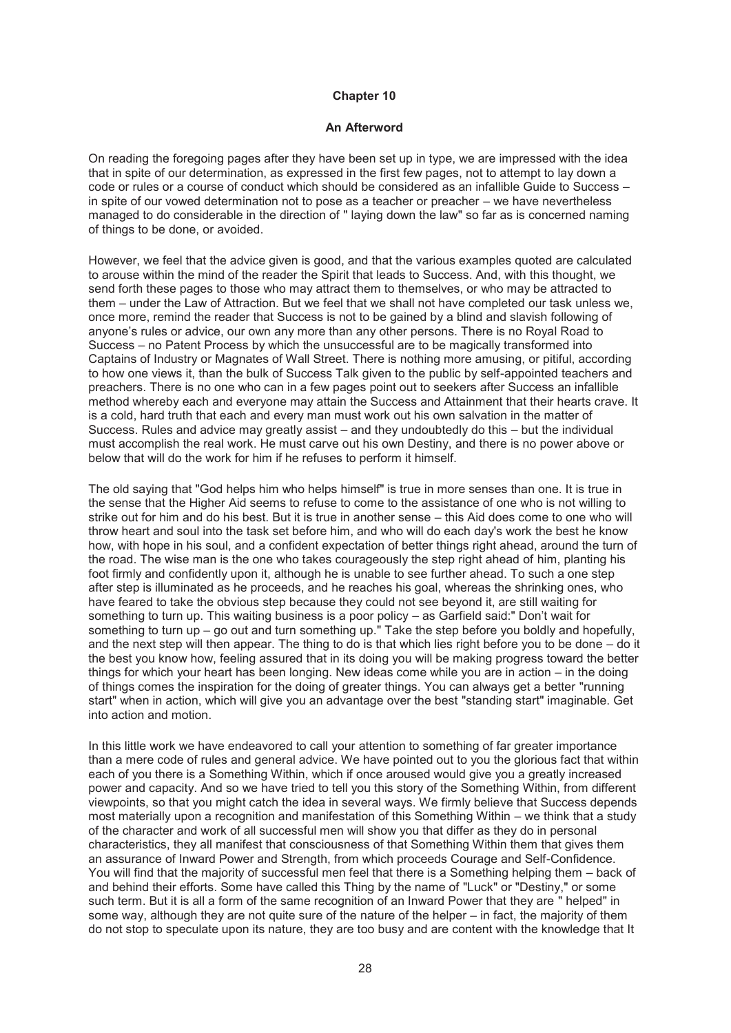# Chapter 10

## An Afterword

On reading the foregoing pages after they have been set up in type, we are impressed with the idea that in spite of our determination, as expressed in the first few pages, not to attempt to lay down a code or rules or a course of conduct which should be considered as an infallible Guide to Success – in spite of our vowed determination not to pose as a teacher or preacher – we have nevertheless managed to do considerable in the direction of " laying down the law" so far as is concerned naming of things to be done, or avoided.

However, we feel that the advice given is good, and that the various examples quoted are calculated to arouse within the mind of the reader the Spirit that leads to Success. And, with this thought, we send forth these pages to those who may attract them to themselves, or who may be attracted to them – under the Law of Attraction. But we feel that we shall not have completed our task unless we, once more, remind the reader that Success is not to be gained by a blind and slavish following of anyone's rules or advice, our own any more than any other persons. There is no Royal Road to Success – no Patent Process by which the unsuccessful are to be magically transformed into Captains of Industry or Magnates of Wall Street. There is nothing more amusing, or pitiful, according to how one views it, than the bulk of Success Talk given to the public by self-appointed teachers and preachers. There is no one who can in a few pages point out to seekers after Success an infallible method whereby each and everyone may attain the Success and Attainment that their hearts crave. It is a cold, hard truth that each and every man must work out his own salvation in the matter of Success. Rules and advice may greatly assist – and they undoubtedly do this – but the individual must accomplish the real work. He must carve out his own Destiny, and there is no power above or below that will do the work for him if he refuses to perform it himself.

The old saying that "God helps him who helps himself" is true in more senses than one. It is true in the sense that the Higher Aid seems to refuse to come to the assistance of one who is not willing to strike out for him and do his best. But it is true in another sense – this Aid does come to one who will throw heart and soul into the task set before him, and who will do each day's work the best he know how, with hope in his soul, and a confident expectation of better things right ahead, around the turn of the road. The wise man is the one who takes courageously the step right ahead of him, planting his foot firmly and confidently upon it, although he is unable to see further ahead. To such a one step after step is illuminated as he proceeds, and he reaches his goal, whereas the shrinking ones, who have feared to take the obvious step because they could not see beyond it, are still waiting for something to turn up. This waiting business is a poor policy – as Garfield said:" Don't wait for something to turn up – go out and turn something up." Take the step before you boldly and hopefully, and the next step will then appear. The thing to do is that which lies right before you to be done – do it the best you know how, feeling assured that in its doing you will be making progress toward the better things for which your heart has been longing. New ideas come while you are in action – in the doing of things comes the inspiration for the doing of greater things. You can always get a better "running start" when in action, which will give you an advantage over the best "standing start" imaginable. Get into action and motion.

In this little work we have endeavored to call your attention to something of far greater importance than a mere code of rules and general advice. We have pointed out to you the glorious fact that within each of you there is a Something Within, which if once aroused would give you a greatly increased power and capacity. And so we have tried to tell you this story of the Something Within, from different viewpoints, so that you might catch the idea in several ways. We firmly believe that Success depends most materially upon a recognition and manifestation of this Something Within – we think that a study of the character and work of all successful men will show you that differ as they do in personal characteristics, they all manifest that consciousness of that Something Within them that gives them an assurance of Inward Power and Strength, from which proceeds Courage and Self-Confidence. You will find that the majority of successful men feel that there is a Something helping them – back of and behind their efforts. Some have called this Thing by the name of "Luck" or "Destiny," or some such term. But it is all a form of the same recognition of an Inward Power that they are " helped" in some way, although they are not quite sure of the nature of the helper – in fact, the majority of them do not stop to speculate upon its nature, they are too busy and are content with the knowledge that It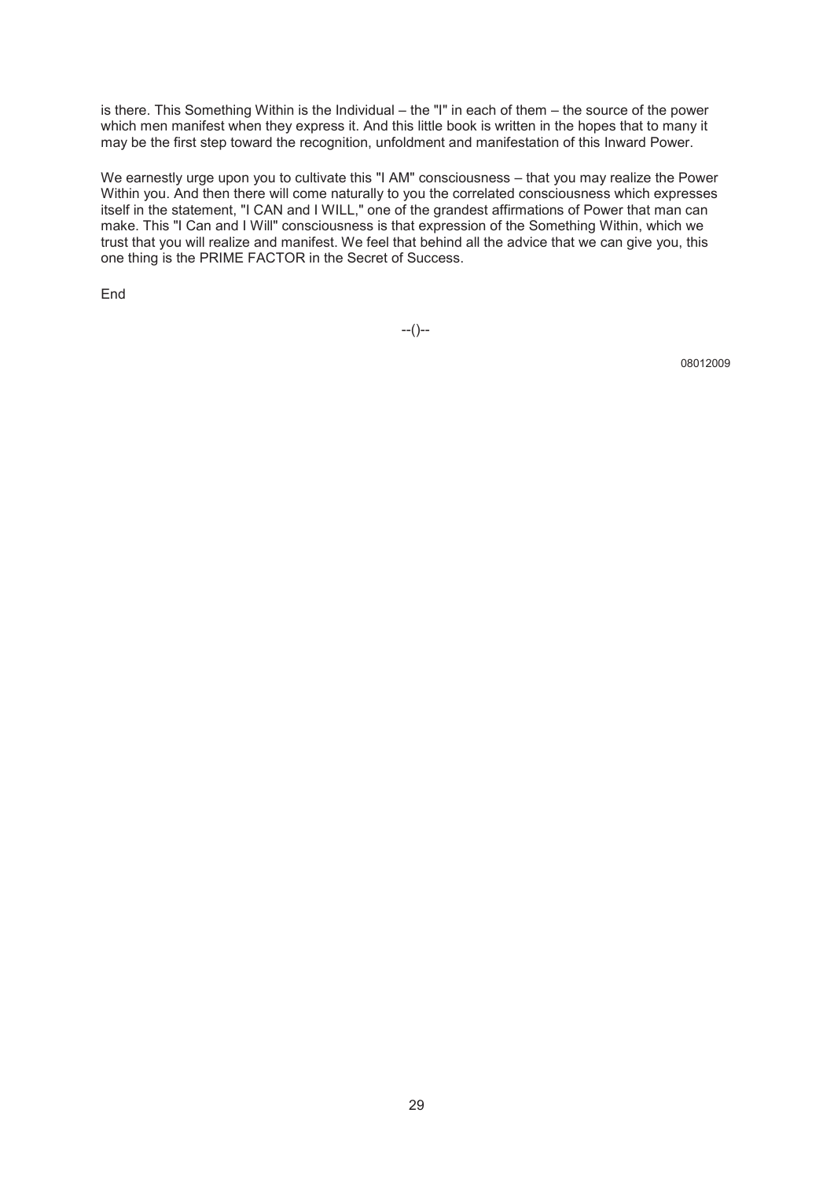is there. This Something Within is the Individual – the "I" in each of them – the source of the power which men manifest when they express it. And this little book is written in the hopes that to many it may be the first step toward the recognition, unfoldment and manifestation of this Inward Power.

We earnestly urge upon you to cultivate this "I AM" consciousness – that you may realize the Power Within you. And then there will come naturally to you the correlated consciousness which expresses itself in the statement, "I CAN and I WILL," one of the grandest affirmations of Power that man can make. This "I Can and I Will" consciousness is that expression of the Something Within, which we trust that you will realize and manifest. We feel that behind all the advice that we can give you, this one thing is the PRIME FACTOR in the Secret of Success.

End

--()--

08012009